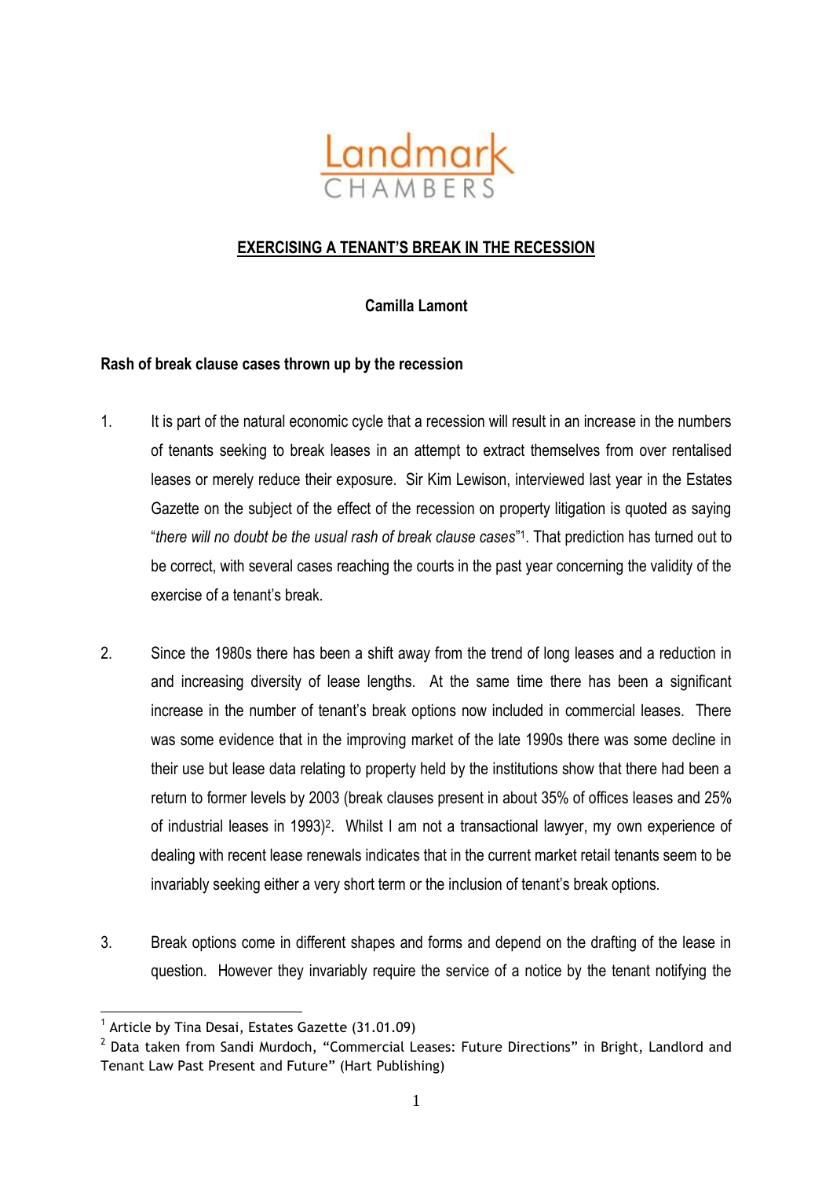# EXERCISING A TENANT'S BREAK IN THE RECESSION

**Camilla Lamont**

### Rash of break clause cases thrown up by the recession

1. It is part of the natural economic cycle that a recession will result in an increase in the numbers of tenants seeking to break leases in an attempt to extract themselves from over rentalised leases or merely reduce their exposure. Sir Kim Lewison, interviewed last year in the Estates Gazette on the subject of the effect of the recession on property litigation is quoted as saying "*there will no doubt be the usual rash of break clause cases*"[1]. That prediction has turned out to be correct, with several cases reaching the courts in the past year concerning the validity of the exercise of a tenant's break.

2. Since the 1980s there has been a shift away from the trend of long leases and a reduction in and increasing diversity of lease lengths. At the same time there has been a significant increase in the number of tenant's break options now included in commercial leases. There was some evidence that in the improving market of the late 1990s there was some decline in their use but lease data relating to property held by the institutions show that there had been a return to former levels by 2003 (break clauses present in about 35% of offices leases and 25% of industrial leases in 1993)[2]. Whilst I am not a transactional lawyer, my own experience of dealing with recent lease renewals indicates that in the current market retail tenants seem to be invariably seeking either a very short term or the inclusion of tenant's break options.

3. Break options come in different shapes and forms and depend on the drafting of the lease in question. However they invariably require the service of a notice by the tenant notifying the

---

[1] Article by Tina Desai, Estates Gazette (31.01.09)

[2] Data taken from Sandi Murdoch, "Commercial Leases: Future Directions" in Bright, Landlord and Tenant Law Past Present and Future" (Hart Publishing)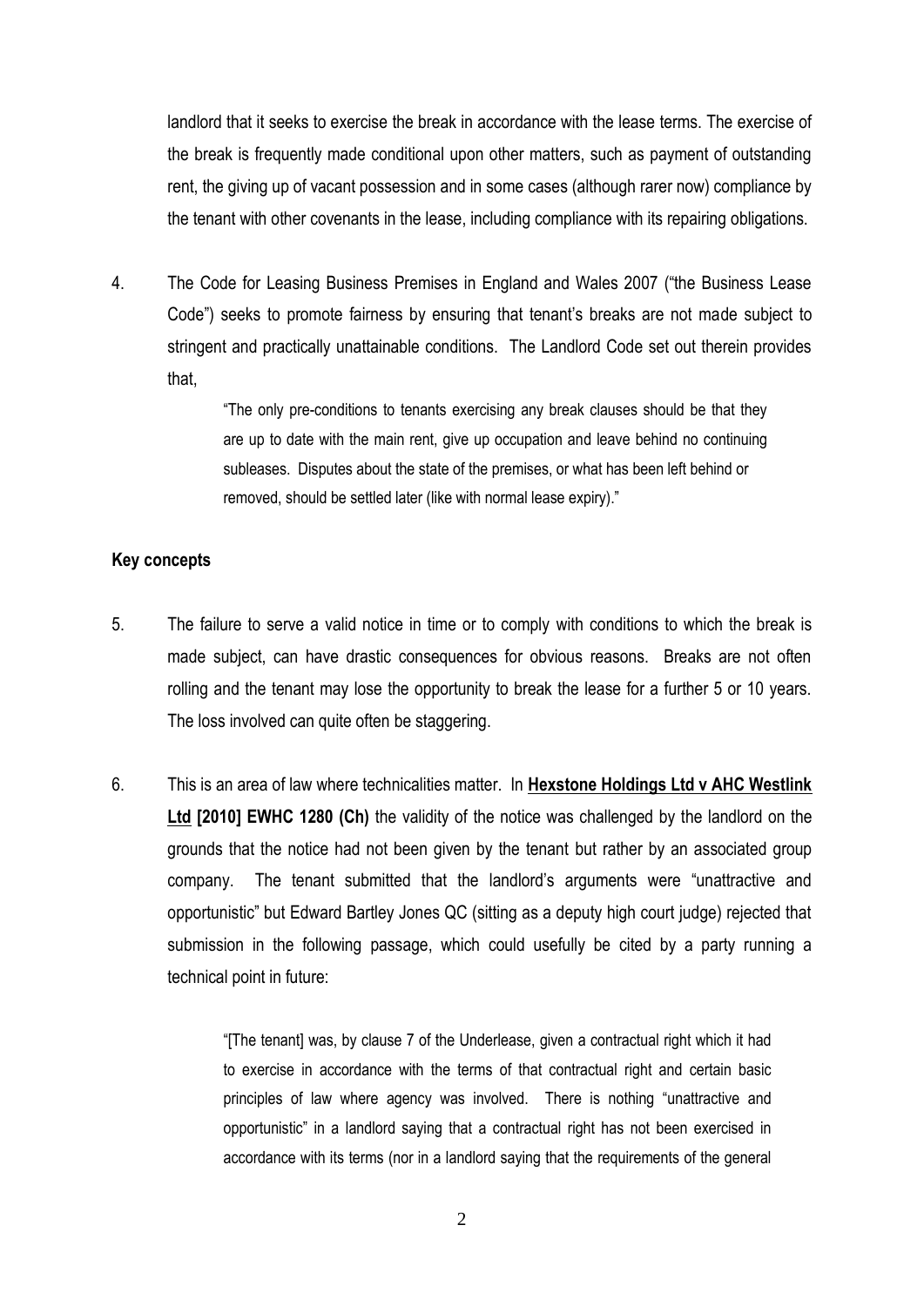landlord that it seeks to exercise the break in accordance with the lease terms. The exercise of the break is frequently made conditional upon other matters, such as payment of outstanding rent, the giving up of vacant possession and in some cases (although rarer now) compliance by the tenant with other covenants in the lease, including compliance with its repairing obligations.

4. The Code for Leasing Business Premises in England and Wales 2007 ("the Business Lease Code") seeks to promote fairness by ensuring that tenant's breaks are not made subject to stringent and practically unattainable conditions. The Landlord Code set out therein provides that,

> "The only pre-conditions to tenants exercising any break clauses should be that they are up to date with the main rent, give up occupation and leave behind no continuing subleases. Disputes about the state of the premises, or what has been left behind or removed, should be settled later (like with normal lease expiry)."

**Key concepts**

5. The failure to serve a valid notice in time or to comply with conditions to which the break is made subject, can have drastic consequences for obvious reasons. Breaks are not often rolling and the tenant may lose the opportunity to break the lease for a further 5 or 10 years. The loss involved can quite often be staggering.

6. This is an area of law where technicalities matter. In **Hexstone Holdings Ltd v AHC Westlink Ltd [2010] EWHC 1280 (Ch)** the validity of the notice was challenged by the landlord on the grounds that the notice had not been given by the tenant but rather by an associated group company. The tenant submitted that the landlord's arguments were "unattractive and opportunistic" but Edward Bartley Jones QC (sitting as a deputy high court judge) rejected that submission in the following passage, which could usefully be cited by a party running a technical point in future:

> "[The tenant] was, by clause 7 of the Underlease, given a contractual right which it had to exercise in accordance with the terms of that contractual right and certain basic principles of law where agency was involved. There is nothing "unattractive and opportunistic" in a landlord saying that a contractual right has not been exercised in accordance with its terms (nor in a landlord saying that the requirements of the general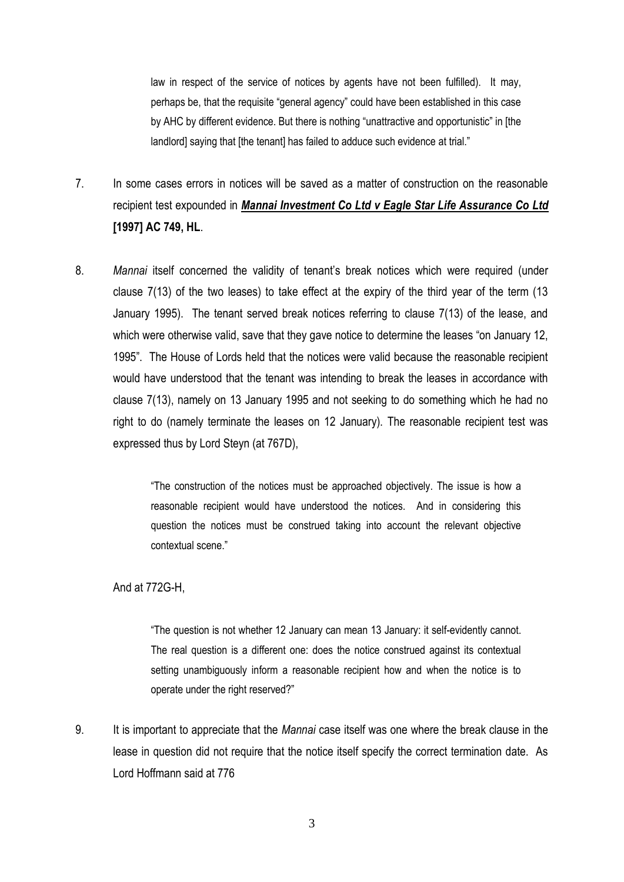> law in respect of the service of notices by agents have not been fulfilled). It may, perhaps be, that the requisite "general agency" could have been established in this case by AHC by different evidence. But there is nothing "unattractive and opportunistic" in [the landlord] saying that [the tenant] has failed to adduce such evidence at trial."

7. In some cases errors in notices will be saved as a matter of construction on the reasonable recipient test expounded in ***Mannai Investment Co Ltd v Eagle Star Life Assurance Co Ltd* [1997] AC 749, HL**.

8. *Mannai* itself concerned the validity of tenant's break notices which were required (under clause 7(13) of the two leases) to take effect at the expiry of the third year of the term (13 January 1995). The tenant served break notices referring to clause 7(13) of the lease, and which were otherwise valid, save that they gave notice to determine the leases "on January 12, 1995". The House of Lords held that the notices were valid because the reasonable recipient would have understood that the tenant was intending to break the leases in accordance with clause 7(13), namely on 13 January 1995 and not seeking to do something which he had no right to do (namely terminate the leases on 12 January). The reasonable recipient test was expressed thus by Lord Steyn (at 767D),

> "The construction of the notices must be approached objectively. The issue is how a reasonable recipient would have understood the notices. And in considering this question the notices must be construed taking into account the relevant objective contextual scene."

And at 772G-H,

> "The question is not whether 12 January can mean 13 January: it self-evidently cannot. The real question is a different one: does the notice construed against its contextual setting unambiguously inform a reasonable recipient how and when the notice is to operate under the right reserved?"

9. It is important to appreciate that the *Mannai* case itself was one where the break clause in the lease in question did not require that the notice itself specify the correct termination date. As Lord Hoffmann said at 776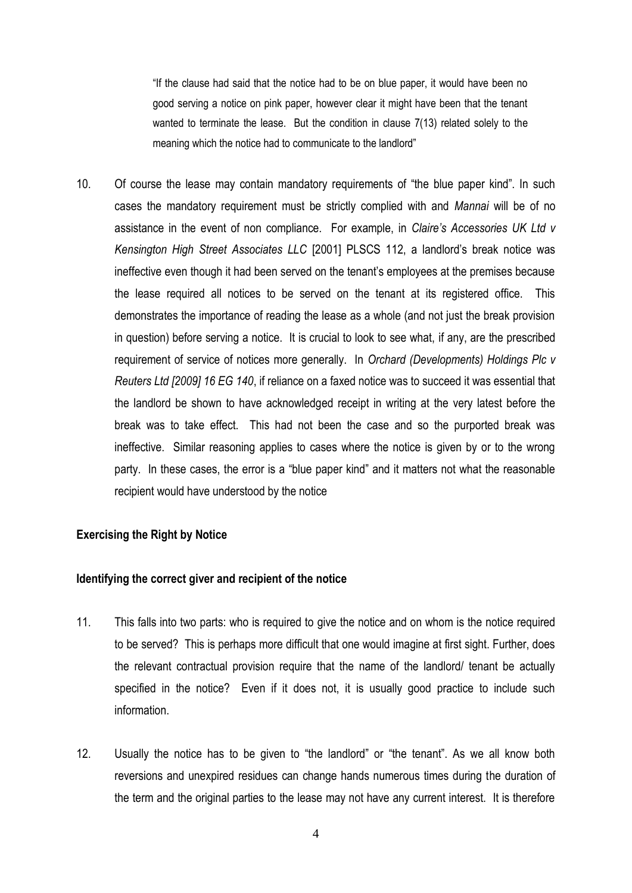> "If the clause had said that the notice had to be on blue paper, it would have been no good serving a notice on pink paper, however clear it might have been that the tenant wanted to terminate the lease. But the condition in clause 7(13) related solely to the meaning which the notice had to communicate to the landlord"

10. Of course the lease may contain mandatory requirements of "the blue paper kind". In such cases the mandatory requirement must be strictly complied with and *Mannai* will be of no assistance in the event of non compliance. For example, in *Claire's Accessories UK Ltd v Kensington High Street Associates LLC* [2001] PLSCS 112, a landlord's break notice was ineffective even though it had been served on the tenant's employees at the premises because the lease required all notices to be served on the tenant at its registered office. This demonstrates the importance of reading the lease as a whole (and not just the break provision in question) before serving a notice. It is crucial to look to see what, if any, are the prescribed requirement of service of notices more generally. In *Orchard (Developments) Holdings Plc v Reuters Ltd [2009] 16 EG 140*, if reliance on a faxed notice was to succeed it was essential that the landlord be shown to have acknowledged receipt in writing at the very latest before the break was to take effect. This had not been the case and so the purported break was ineffective. Similar reasoning applies to cases where the notice is given by or to the wrong party. In these cases, the error is a "blue paper kind" and it matters not what the reasonable recipient would have understood by the notice

**Exercising the Right by Notice**

**Identifying the correct giver and recipient of the notice**

11. This falls into two parts: who is required to give the notice and on whom is the notice required to be served? This is perhaps more difficult that one would imagine at first sight. Further, does the relevant contractual provision require that the name of the landlord/ tenant be actually specified in the notice? Even if it does not, it is usually good practice to include such information.

12. Usually the notice has to be given to "the landlord" or "the tenant". As we all know both reversions and unexpired residues can change hands numerous times during the duration of the term and the original parties to the lease may not have any current interest. It is therefore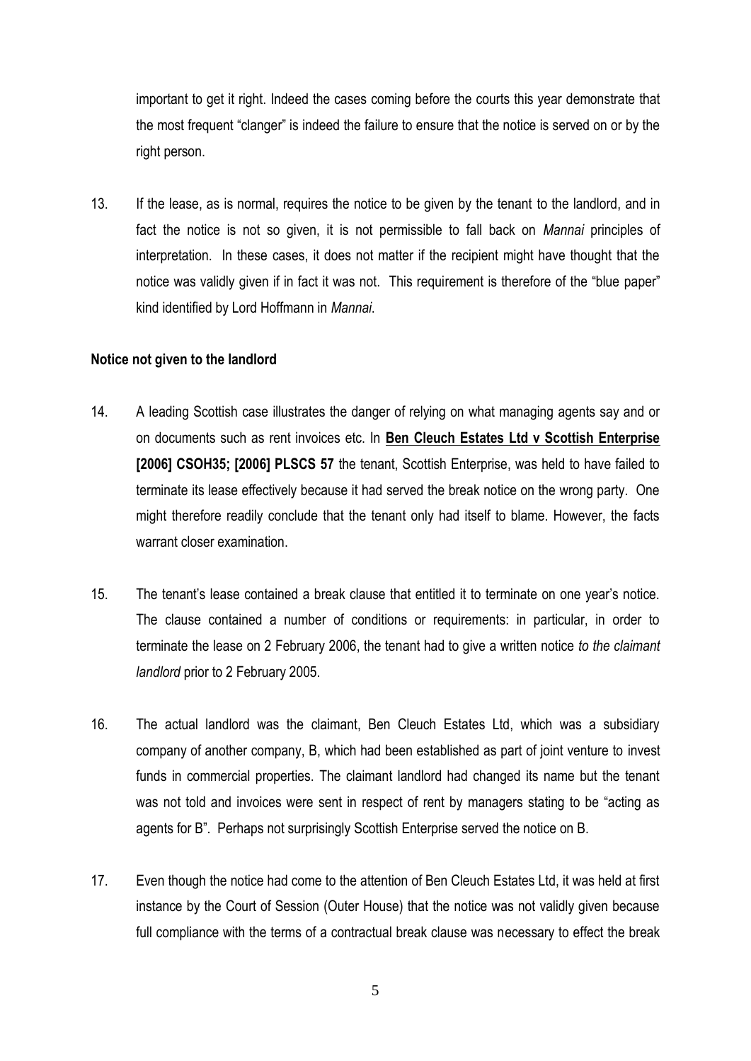important to get it right. Indeed the cases coming before the courts this year demonstrate that the most frequent "clanger" is indeed the failure to ensure that the notice is served on or by the right person.

13. If the lease, as is normal, requires the notice to be given by the tenant to the landlord, and in fact the notice is not so given, it is not permissible to fall back on *Mannai* principles of interpretation. In these cases, it does not matter if the recipient might have thought that the notice was validly given if in fact it was not. This requirement is therefore of the "blue paper" kind identified by Lord Hoffmann in *Mannai*.

**Notice not given to the landlord**

14. A leading Scottish case illustrates the danger of relying on what managing agents say and or on documents such as rent invoices etc. In **Ben Cleuch Estates Ltd v Scottish Enterprise [2006] CSOH35; [2006] PLSCS 57** the tenant, Scottish Enterprise, was held to have failed to terminate its lease effectively because it had served the break notice on the wrong party. One might therefore readily conclude that the tenant only had itself to blame. However, the facts warrant closer examination.

15. The tenant's lease contained a break clause that entitled it to terminate on one year's notice. The clause contained a number of conditions or requirements: in particular, in order to terminate the lease on 2 February 2006, the tenant had to give a written notice *to the claimant landlord* prior to 2 February 2005.

16. The actual landlord was the claimant, Ben Cleuch Estates Ltd, which was a subsidiary company of another company, B, which had been established as part of joint venture to invest funds in commercial properties. The claimant landlord had changed its name but the tenant was not told and invoices were sent in respect of rent by managers stating to be "acting as agents for B". Perhaps not surprisingly Scottish Enterprise served the notice on B.

17. Even though the notice had come to the attention of Ben Cleuch Estates Ltd, it was held at first instance by the Court of Session (Outer House) that the notice was not validly given because full compliance with the terms of a contractual break clause was necessary to effect the break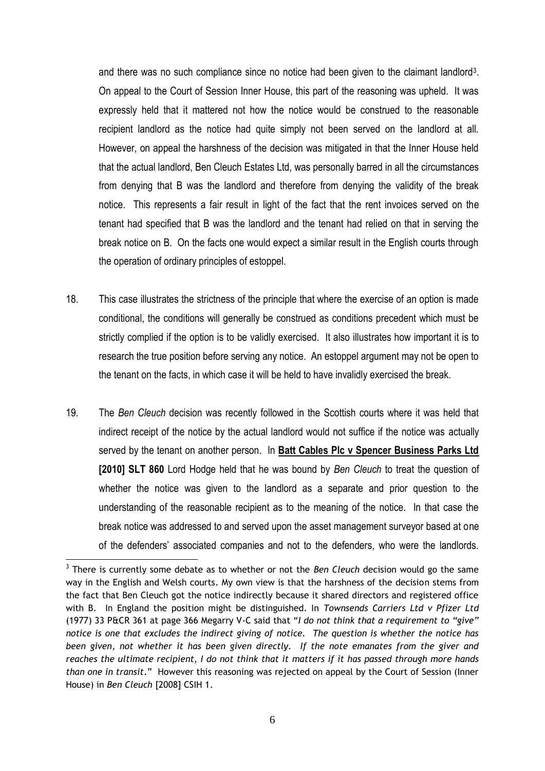and there was no such compliance since no notice had been given to the claimant landlord[3]. On appeal to the Court of Session Inner House, this part of the reasoning was upheld. It was expressly held that it mattered not how the notice would be construed to the reasonable recipient landlord as the notice had quite simply not been served on the landlord at all. However, on appeal the harshness of the decision was mitigated in that the Inner House held that the actual landlord, Ben Cleuch Estates Ltd, was personally barred in all the circumstances from denying that B was the landlord and therefore from denying the validity of the break notice. This represents a fair result in light of the fact that the rent invoices served on the tenant had specified that B was the landlord and the tenant had relied on that in serving the break notice on B. On the facts one would expect a similar result in the English courts through the operation of ordinary principles of estoppel.

18. This case illustrates the strictness of the principle that where the exercise of an option is made conditional, the conditions will generally be construed as conditions precedent which must be strictly complied if the option is to be validly exercised. It also illustrates how important it is to research the true position before serving any notice. An estoppel argument may not be open to the tenant on the facts, in which case it will be held to have invalidly exercised the break.

19. The *Ben Cleuch* decision was recently followed in the Scottish courts where it was held that indirect receipt of the notice by the actual landlord would not suffice if the notice was actually served by the tenant on another person. In **Batt Cables Plc v Spencer Business Parks Ltd [2010] SLT 860** Lord Hodge held that he was bound by *Ben Cleuch* to treat the question of whether the notice was given to the landlord as a separate and prior question to the understanding of the reasonable recipient as to the meaning of the notice. In that case the break notice was addressed to and served upon the asset management surveyor based at one of the defenders' associated companies and not to the defenders, who were the landlords.

---

[3] There is currently some debate as to whether or not the *Ben Cleuch* decision would go the same way in the English and Welsh courts. My own view is that the harshness of the decision stems from the fact that Ben Cleuch got the notice indirectly because it shared directors and registered office with B. In England the position might be distinguished. In *Townsends Carriers Ltd v Pfizer Ltd* (1977) 33 P&CR 361 at page 366 Megarry V-C said that "*I do not think that a requirement to "give" notice is one that excludes the indirect giving of notice. The question is whether the notice has been given, not whether it has been given directly. If the note emanates from the giver and reaches the ultimate recipient, I do not think that it matters if it has passed through more hands than one in transit.*" However this reasoning was rejected on appeal by the Court of Session (Inner House) in *Ben Cleuch* [2008] CSIH 1.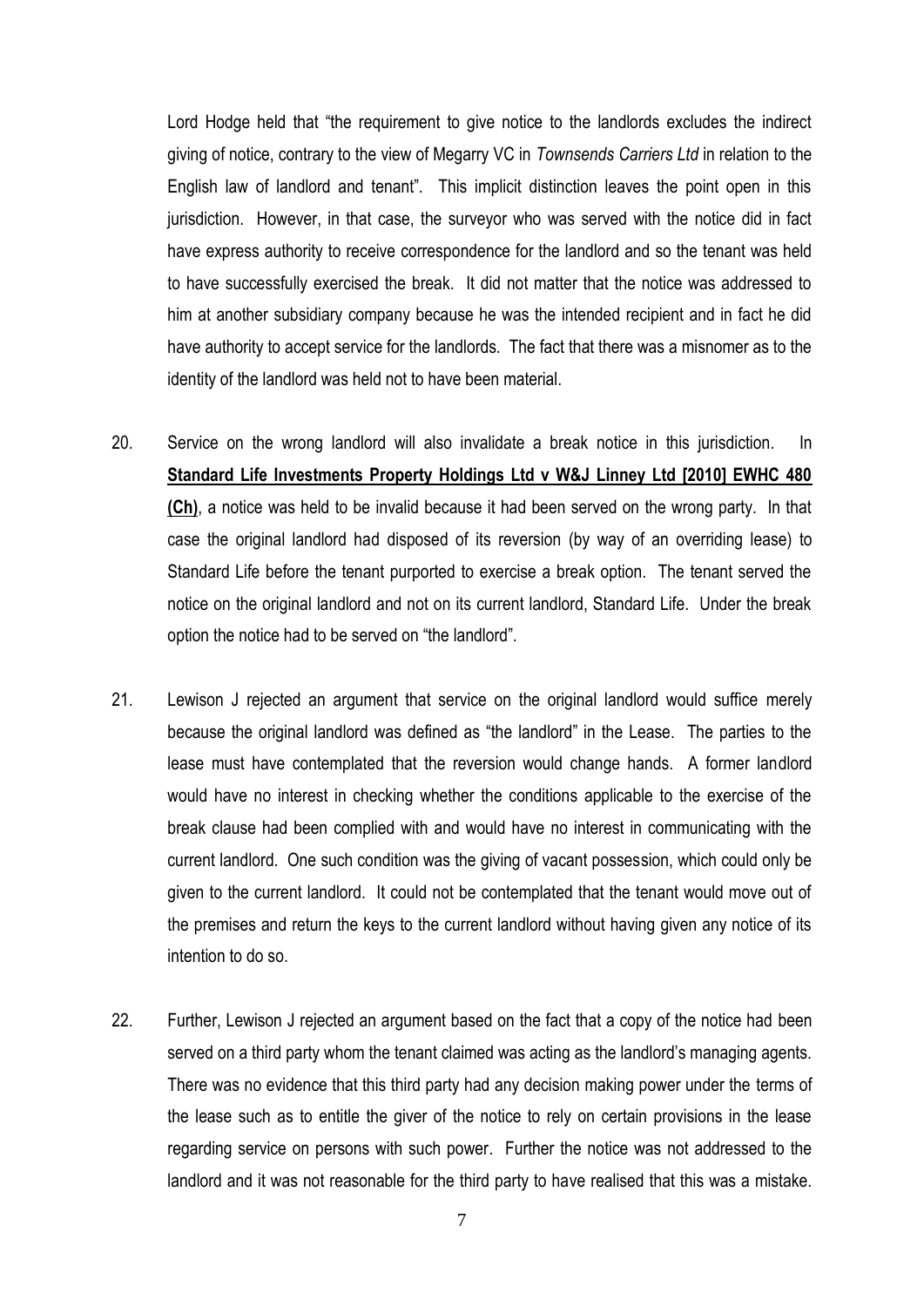Lord Hodge held that "the requirement to give notice to the landlords excludes the indirect giving of notice, contrary to the view of Megarry VC in *Townsends Carriers Ltd* in relation to the English law of landlord and tenant". This implicit distinction leaves the point open in this jurisdiction. However, in that case, the surveyor who was served with the notice did in fact have express authority to receive correspondence for the landlord and so the tenant was held to have successfully exercised the break. It did not matter that the notice was addressed to him at another subsidiary company because he was the intended recipient and in fact he did have authority to accept service for the landlords. The fact that there was a misnomer as to the identity of the landlord was held not to have been material.

20. Service on the wrong landlord will also invalidate a break notice in this jurisdiction. In **Standard Life Investments Property Holdings Ltd v W&J Linney Ltd [2010] EWHC 480 (Ch)**, a notice was held to be invalid because it had been served on the wrong party. In that case the original landlord had disposed of its reversion (by way of an overriding lease) to Standard Life before the tenant purported to exercise a break option. The tenant served the notice on the original landlord and not on its current landlord, Standard Life. Under the break option the notice had to be served on "the landlord".

21. Lewison J rejected an argument that service on the original landlord would suffice merely because the original landlord was defined as "the landlord" in the Lease. The parties to the lease must have contemplated that the reversion would change hands. A former landlord would have no interest in checking whether the conditions applicable to the exercise of the break clause had been complied with and would have no interest in communicating with the current landlord. One such condition was the giving of vacant possession, which could only be given to the current landlord. It could not be contemplated that the tenant would move out of the premises and return the keys to the current landlord without having given any notice of its intention to do so.

22. Further, Lewison J rejected an argument based on the fact that a copy of the notice had been served on a third party whom the tenant claimed was acting as the landlord's managing agents. There was no evidence that this third party had any decision making power under the terms of the lease such as to entitle the giver of the notice to rely on certain provisions in the lease regarding service on persons with such power. Further the notice was not addressed to the landlord and it was not reasonable for the third party to have realised that this was a mistake.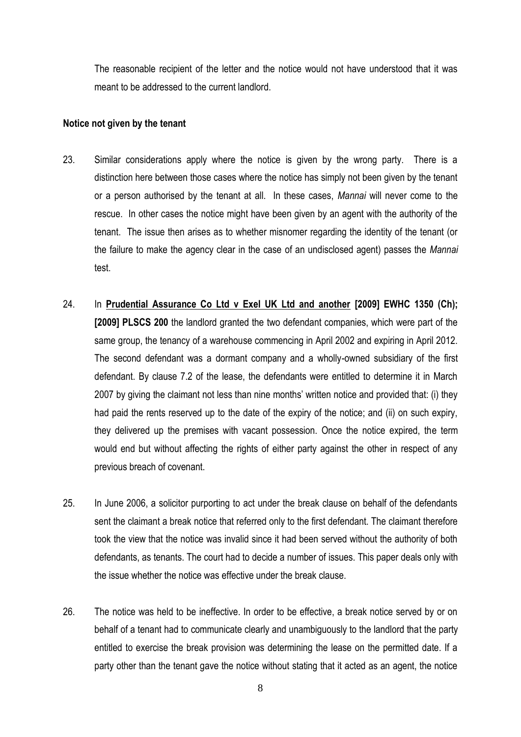The reasonable recipient of the letter and the notice would not have understood that it was meant to be addressed to the current landlord.

**Notice not given by the tenant**

23. Similar considerations apply where the notice is given by the wrong party. There is a distinction here between those cases where the notice has simply not been given by the tenant or a person authorised by the tenant at all. In these cases, *Mannai* will never come to the rescue. In other cases the notice might have been given by an agent with the authority of the tenant. The issue then arises as to whether misnomer regarding the identity of the tenant (or the failure to make the agency clear in the case of an undisclosed agent) passes the *Mannai* test.

24. In **Prudential Assurance Co Ltd v Exel UK Ltd and another [2009] EWHC 1350 (Ch); [2009] PLSCS 200** the landlord granted the two defendant companies, which were part of the same group, the tenancy of a warehouse commencing in April 2002 and expiring in April 2012. The second defendant was a dormant company and a wholly-owned subsidiary of the first defendant. By clause 7.2 of the lease, the defendants were entitled to determine it in March 2007 by giving the claimant not less than nine months' written notice and provided that: (i) they had paid the rents reserved up to the date of the expiry of the notice; and (ii) on such expiry, they delivered up the premises with vacant possession. Once the notice expired, the term would end but without affecting the rights of either party against the other in respect of any previous breach of covenant.

25. In June 2006, a solicitor purporting to act under the break clause on behalf of the defendants sent the claimant a break notice that referred only to the first defendant. The claimant therefore took the view that the notice was invalid since it had been served without the authority of both defendants, as tenants. The court had to decide a number of issues. This paper deals only with the issue whether the notice was effective under the break clause.

26. The notice was held to be ineffective. In order to be effective, a break notice served by or on behalf of a tenant had to communicate clearly and unambiguously to the landlord that the party entitled to exercise the break provision was determining the lease on the permitted date. If a party other than the tenant gave the notice without stating that it acted as an agent, the notice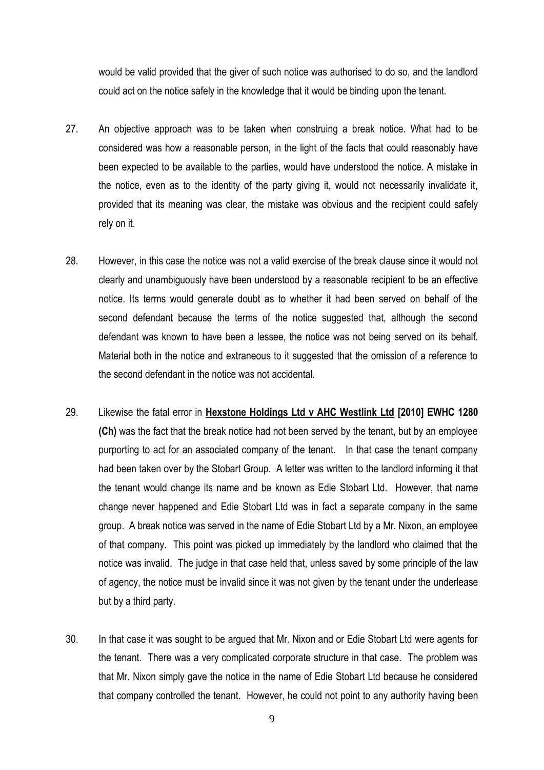would be valid provided that the giver of such notice was authorised to do so, and the landlord could act on the notice safely in the knowledge that it would be binding upon the tenant.

27. An objective approach was to be taken when construing a break notice. What had to be considered was how a reasonable person, in the light of the facts that could reasonably have been expected to be available to the parties, would have understood the notice. A mistake in the notice, even as to the identity of the party giving it, would not necessarily invalidate it, provided that its meaning was clear, the mistake was obvious and the recipient could safely rely on it.

28. However, in this case the notice was not a valid exercise of the break clause since it would not clearly and unambiguously have been understood by a reasonable recipient to be an effective notice. Its terms would generate doubt as to whether it had been served on behalf of the second defendant because the terms of the notice suggested that, although the second defendant was known to have been a lessee, the notice was not being served on its behalf. Material both in the notice and extraneous to it suggested that the omission of a reference to the second defendant in the notice was not accidental.

29. Likewise the fatal error in **Hexstone Holdings Ltd v AHC Westlink Ltd [2010] EWHC 1280 (Ch)** was the fact that the break notice had not been served by the tenant, but by an employee purporting to act for an associated company of the tenant. In that case the tenant company had been taken over by the Stobart Group. A letter was written to the landlord informing it that the tenant would change its name and be known as Edie Stobart Ltd. However, that name change never happened and Edie Stobart Ltd was in fact a separate company in the same group. A break notice was served in the name of Edie Stobart Ltd by a Mr. Nixon, an employee of that company. This point was picked up immediately by the landlord who claimed that the notice was invalid. The judge in that case held that, unless saved by some principle of the law of agency, the notice must be invalid since it was not given by the tenant under the underlease but by a third party.

30. In that case it was sought to be argued that Mr. Nixon and or Edie Stobart Ltd were agents for the tenant. There was a very complicated corporate structure in that case. The problem was that Mr. Nixon simply gave the notice in the name of Edie Stobart Ltd because he considered that company controlled the tenant. However, he could not point to any authority having been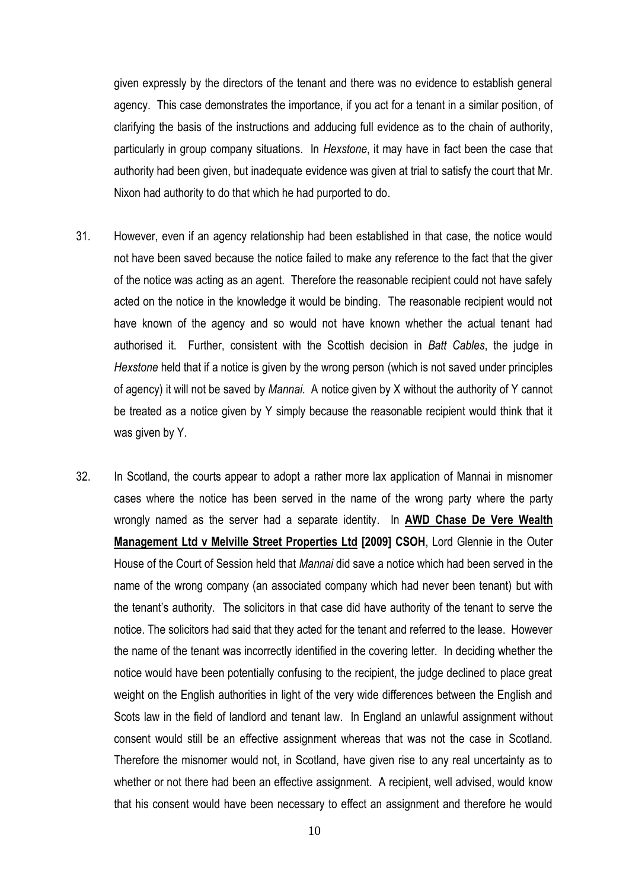given expressly by the directors of the tenant and there was no evidence to establish general agency. This case demonstrates the importance, if you act for a tenant in a similar position, of clarifying the basis of the instructions and adducing full evidence as to the chain of authority, particularly in group company situations. In *Hexstone*, it may have in fact been the case that authority had been given, but inadequate evidence was given at trial to satisfy the court that Mr. Nixon had authority to do that which he had purported to do.

31. However, even if an agency relationship had been established in that case, the notice would not have been saved because the notice failed to make any reference to the fact that the giver of the notice was acting as an agent. Therefore the reasonable recipient could not have safely acted on the notice in the knowledge it would be binding. The reasonable recipient would not have known of the agency and so would not have known whether the actual tenant had authorised it. Further, consistent with the Scottish decision in *Batt Cables*, the judge in *Hexstone* held that if a notice is given by the wrong person (which is not saved under principles of agency) it will not be saved by *Mannai*. A notice given by X without the authority of Y cannot be treated as a notice given by Y simply because the reasonable recipient would think that it was given by Y.

32. In Scotland, the courts appear to adopt a rather more lax application of Mannai in misnomer cases where the notice has been served in the name of the wrong party where the party wrongly named as the server had a separate identity. In **AWD Chase De Vere Wealth Management Ltd v Melville Street Properties Ltd [2009] CSOH**, Lord Glennie in the Outer House of the Court of Session held that *Mannai* did save a notice which had been served in the name of the wrong company (an associated company which had never been tenant) but with the tenant's authority. The solicitors in that case did have authority of the tenant to serve the notice. The solicitors had said that they acted for the tenant and referred to the lease. However the name of the tenant was incorrectly identified in the covering letter. In deciding whether the notice would have been potentially confusing to the recipient, the judge declined to place great weight on the English authorities in light of the very wide differences between the English and Scots law in the field of landlord and tenant law. In England an unlawful assignment without consent would still be an effective assignment whereas that was not the case in Scotland. Therefore the misnomer would not, in Scotland, have given rise to any real uncertainty as to whether or not there had been an effective assignment. A recipient, well advised, would know that his consent would have been necessary to effect an assignment and therefore he would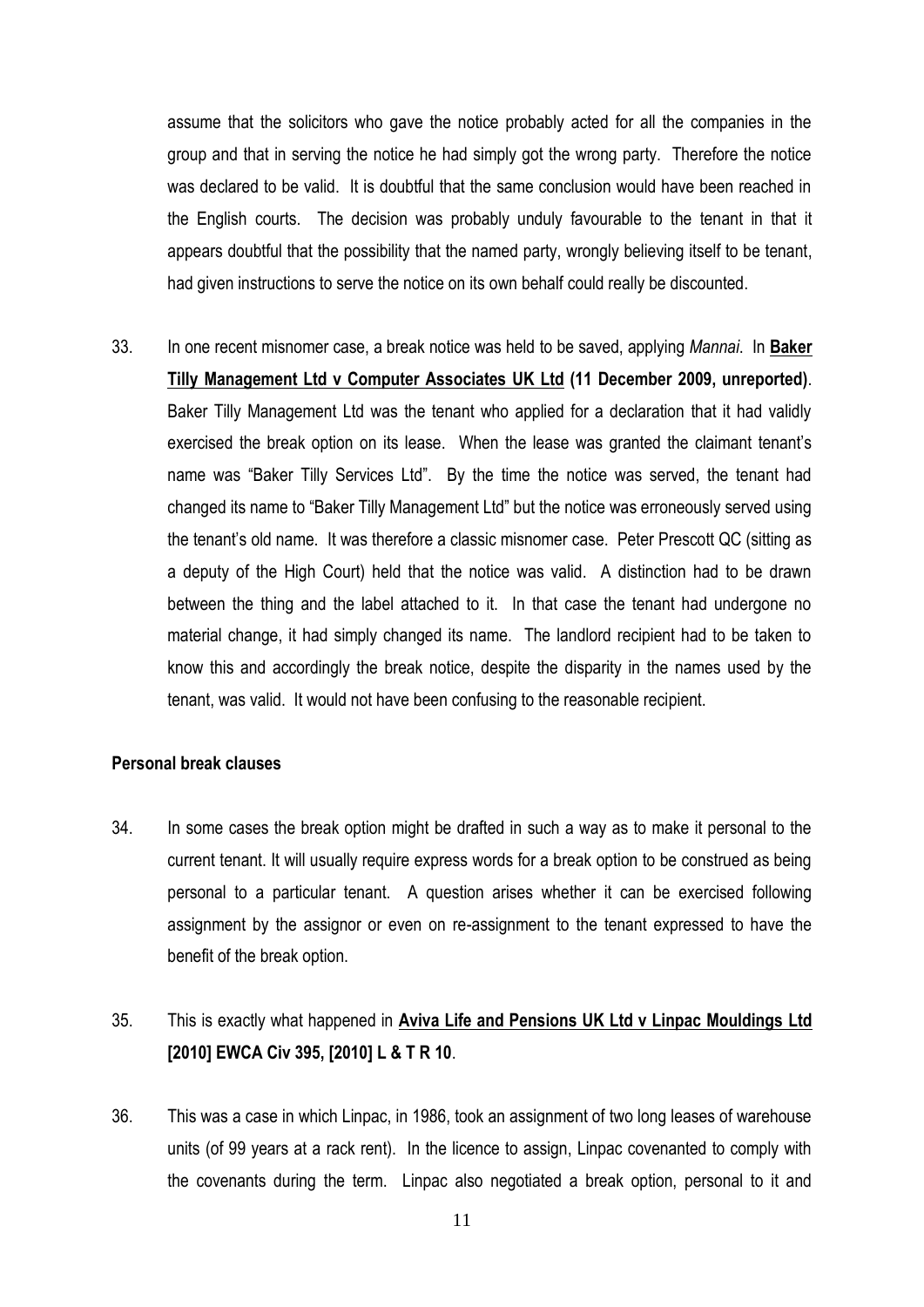assume that the solicitors who gave the notice probably acted for all the companies in the group and that in serving the notice he had simply got the wrong party. Therefore the notice was declared to be valid. It is doubtful that the same conclusion would have been reached in the English courts. The decision was probably unduly favourable to the tenant in that it appears doubtful that the possibility that the named party, wrongly believing itself to be tenant, had given instructions to serve the notice on its own behalf could really be discounted.

33. In one recent misnomer case, a break notice was held to be saved, applying *Mannai*. In **Baker Tilly Management Ltd v Computer Associates UK Ltd (11 December 2009, unreported)**. Baker Tilly Management Ltd was the tenant who applied for a declaration that it had validly exercised the break option on its lease. When the lease was granted the claimant tenant's name was "Baker Tilly Services Ltd". By the time the notice was served, the tenant had changed its name to "Baker Tilly Management Ltd" but the notice was erroneously served using the tenant's old name. It was therefore a classic misnomer case. Peter Prescott QC (sitting as a deputy of the High Court) held that the notice was valid. A distinction had to be drawn between the thing and the label attached to it. In that case the tenant had undergone no material change, it had simply changed its name. The landlord recipient had to be taken to know this and accordingly the break notice, despite the disparity in the names used by the tenant, was valid. It would not have been confusing to the reasonable recipient.

**Personal break clauses**

34. In some cases the break option might be drafted in such a way as to make it personal to the current tenant. It will usually require express words for a break option to be construed as being personal to a particular tenant. A question arises whether it can be exercised following assignment by the assignor or even on re-assignment to the tenant expressed to have the benefit of the break option.

35. This is exactly what happened in **Aviva Life and Pensions UK Ltd v Linpac Mouldings Ltd [2010] EWCA Civ 395, [2010] L & T R 10**.

36. This was a case in which Linpac, in 1986, took an assignment of two long leases of warehouse units (of 99 years at a rack rent). In the licence to assign, Linpac covenanted to comply with the covenants during the term. Linpac also negotiated a break option, personal to it and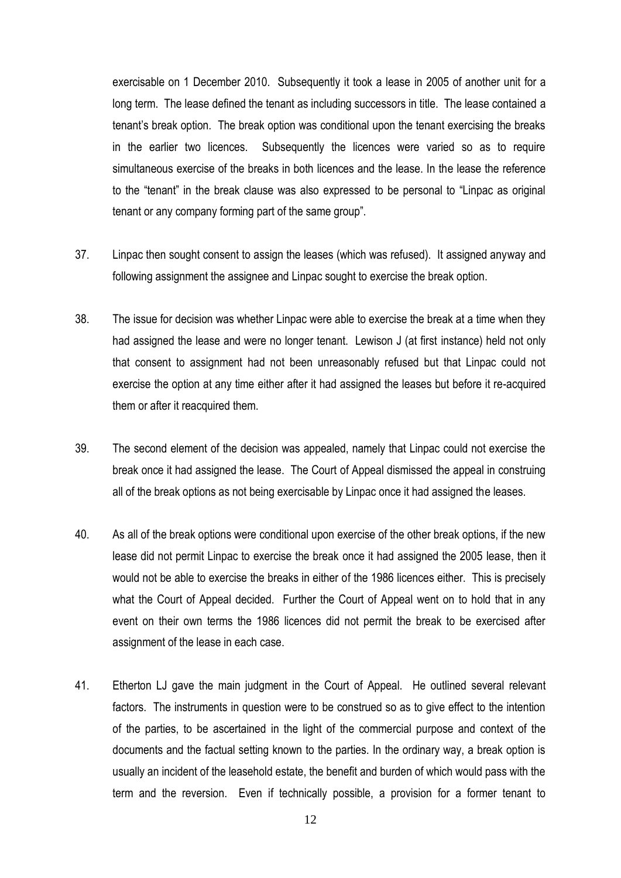exercisable on 1 December 2010. Subsequently it took a lease in 2005 of another unit for a long term. The lease defined the tenant as including successors in title. The lease contained a tenant's break option. The break option was conditional upon the tenant exercising the breaks in the earlier two licences. Subsequently the licences were varied so as to require simultaneous exercise of the breaks in both licences and the lease. In the lease the reference to the "tenant" in the break clause was also expressed to be personal to "Linpac as original tenant or any company forming part of the same group".

37. Linpac then sought consent to assign the leases (which was refused). It assigned anyway and following assignment the assignee and Linpac sought to exercise the break option.

38. The issue for decision was whether Linpac were able to exercise the break at a time when they had assigned the lease and were no longer tenant. Lewison J (at first instance) held not only that consent to assignment had not been unreasonably refused but that Linpac could not exercise the option at any time either after it had assigned the leases but before it re-acquired them or after it reacquired them.

39. The second element of the decision was appealed, namely that Linpac could not exercise the break once it had assigned the lease. The Court of Appeal dismissed the appeal in construing all of the break options as not being exercisable by Linpac once it had assigned the leases.

40. As all of the break options were conditional upon exercise of the other break options, if the new lease did not permit Linpac to exercise the break once it had assigned the 2005 lease, then it would not be able to exercise the breaks in either of the 1986 licences either. This is precisely what the Court of Appeal decided. Further the Court of Appeal went on to hold that in any event on their own terms the 1986 licences did not permit the break to be exercised after assignment of the lease in each case.

41. Etherton LJ gave the main judgment in the Court of Appeal. He outlined several relevant factors. The instruments in question were to be construed so as to give effect to the intention of the parties, to be ascertained in the light of the commercial purpose and context of the documents and the factual setting known to the parties. In the ordinary way, a break option is usually an incident of the leasehold estate, the benefit and burden of which would pass with the term and the reversion. Even if technically possible, a provision for a former tenant to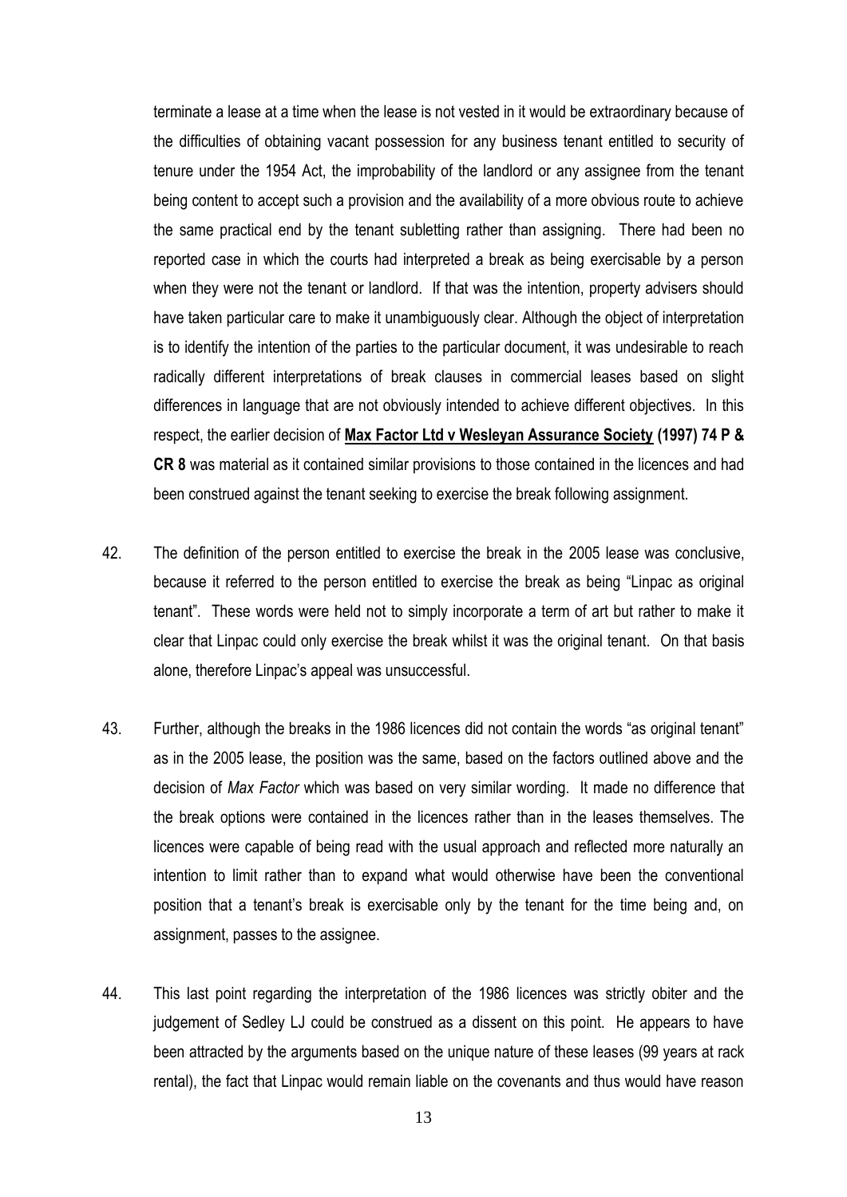terminate a lease at a time when the lease is not vested in it would be extraordinary because of the difficulties of obtaining vacant possession for any business tenant entitled to security of tenure under the 1954 Act, the improbability of the landlord or any assignee from the tenant being content to accept such a provision and the availability of a more obvious route to achieve the same practical end by the tenant subletting rather than assigning. There had been no reported case in which the courts had interpreted a break as being exercisable by a person when they were not the tenant or landlord. If that was the intention, property advisers should have taken particular care to make it unambiguously clear. Although the object of interpretation is to identify the intention of the parties to the particular document, it was undesirable to reach radically different interpretations of break clauses in commercial leases based on slight differences in language that are not obviously intended to achieve different objectives. In this respect, the earlier decision of **Max Factor Ltd v Wesleyan Assurance Society (1997) 74 P & CR 8** was material as it contained similar provisions to those contained in the licences and had been construed against the tenant seeking to exercise the break following assignment.

42. The definition of the person entitled to exercise the break in the 2005 lease was conclusive, because it referred to the person entitled to exercise the break as being "Linpac as original tenant". These words were held not to simply incorporate a term of art but rather to make it clear that Linpac could only exercise the break whilst it was the original tenant. On that basis alone, therefore Linpac's appeal was unsuccessful.

43. Further, although the breaks in the 1986 licences did not contain the words "as original tenant" as in the 2005 lease, the position was the same, based on the factors outlined above and the decision of *Max Factor* which was based on very similar wording. It made no difference that the break options were contained in the licences rather than in the leases themselves. The licences were capable of being read with the usual approach and reflected more naturally an intention to limit rather than to expand what would otherwise have been the conventional position that a tenant's break is exercisable only by the tenant for the time being and, on assignment, passes to the assignee.

44. This last point regarding the interpretation of the 1986 licences was strictly obiter and the judgement of Sedley LJ could be construed as a dissent on this point. He appears to have been attracted by the arguments based on the unique nature of these leases (99 years at rack rental), the fact that Linpac would remain liable on the covenants and thus would have reason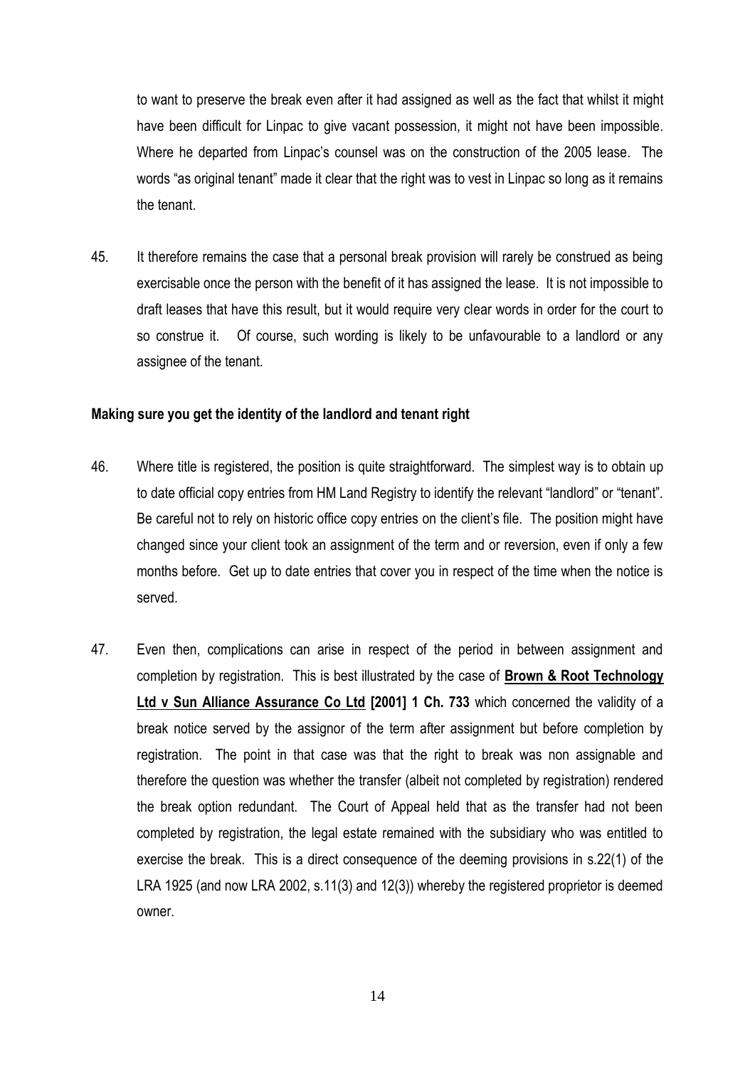to want to preserve the break even after it had assigned as well as the fact that whilst it might have been difficult for Linpac to give vacant possession, it might not have been impossible. Where he departed from Linpac's counsel was on the construction of the 2005 lease. The words "as original tenant" made it clear that the right was to vest in Linpac so long as it remains the tenant.

45. It therefore remains the case that a personal break provision will rarely be construed as being exercisable once the person with the benefit of it has assigned the lease. It is not impossible to draft leases that have this result, but it would require very clear words in order for the court to so construe it. Of course, such wording is likely to be unfavourable to a landlord or any assignee of the tenant.

**Making sure you get the identity of the landlord and tenant right**

46. Where title is registered, the position is quite straightforward. The simplest way is to obtain up to date official copy entries from HM Land Registry to identify the relevant "landlord" or "tenant". Be careful not to rely on historic office copy entries on the client's file. The position might have changed since your client took an assignment of the term and or reversion, even if only a few months before. Get up to date entries that cover you in respect of the time when the notice is served.

47. Even then, complications can arise in respect of the period in between assignment and completion by registration. This is best illustrated by the case of **Brown & Root Technology Ltd v Sun Alliance Assurance Co Ltd [2001] 1 Ch. 733** which concerned the validity of a break notice served by the assignor of the term after assignment but before completion by registration. The point in that case was that the right to break was non assignable and therefore the question was whether the transfer (albeit not completed by registration) rendered the break option redundant. The Court of Appeal held that as the transfer had not been completed by registration, the legal estate remained with the subsidiary who was entitled to exercise the break. This is a direct consequence of the deeming provisions in s.22(1) of the LRA 1925 (and now LRA 2002, s.11(3) and 12(3)) whereby the registered proprietor is deemed owner.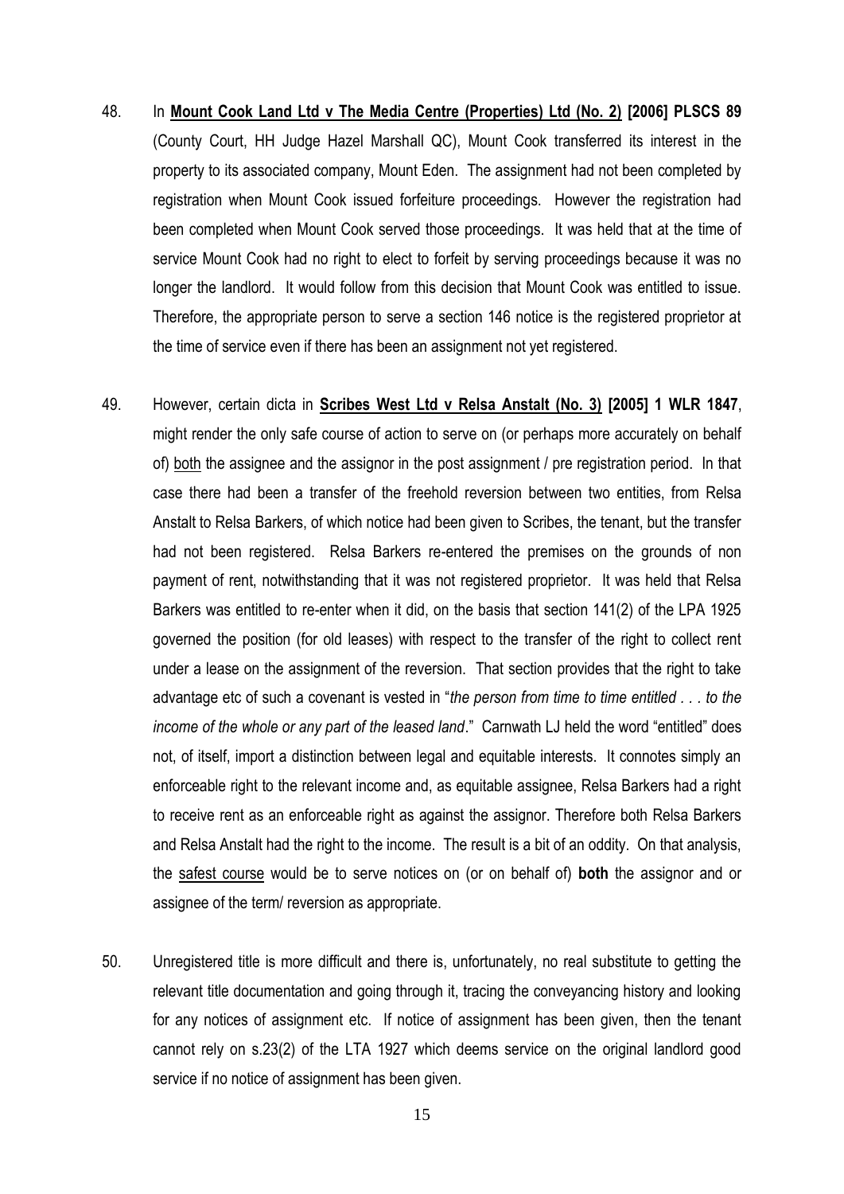48. In **<u>Mount Cook Land Ltd v The Media Centre (Properties) Ltd (No. 2)</u> [2006] PLSCS 89** (County Court, HH Judge Hazel Marshall QC), Mount Cook transferred its interest in the property to its associated company, Mount Eden. The assignment had not been completed by registration when Mount Cook issued forfeiture proceedings. However the registration had been completed when Mount Cook served those proceedings. It was held that at the time of service Mount Cook had no right to elect to forfeit by serving proceedings because it was no longer the landlord. It would follow from this decision that Mount Cook was entitled to issue. Therefore, the appropriate person to serve a section 146 notice is the registered proprietor at the time of service even if there has been an assignment not yet registered.

49. However, certain dicta in **<u>Scribes West Ltd v Relsa Anstalt (No. 3)</u> [2005] 1 WLR 1847**, might render the only safe course of action to serve on (or perhaps more accurately on behalf of) <u>both</u> the assignee and the assignor in the post assignment / pre registration period. In that case there had been a transfer of the freehold reversion between two entities, from Relsa Anstalt to Relsa Barkers, of which notice had been given to Scribes, the tenant, but the transfer had not been registered. Relsa Barkers re-entered the premises on the grounds of non payment of rent, notwithstanding that it was not registered proprietor. It was held that Relsa Barkers was entitled to re-enter when it did, on the basis that section 141(2) of the LPA 1925 governed the position (for old leases) with respect to the transfer of the right to collect rent under a lease on the assignment of the reversion. That section provides that the right to take advantage etc of such a covenant is vested in "*the person from time to time entitled . . . to the income of the whole or any part of the leased land*." Carnwath LJ held the word "entitled" does not, of itself, import a distinction between legal and equitable interests. It connotes simply an enforceable right to the relevant income and, as equitable assignee, Relsa Barkers had a right to receive rent as an enforceable right as against the assignor. Therefore both Relsa Barkers and Relsa Anstalt had the right to the income. The result is a bit of an oddity. On that analysis, the <u>safest course</u> would be to serve notices on (or on behalf of) **both** the assignor and or assignee of the term/ reversion as appropriate.

50. Unregistered title is more difficult and there is, unfortunately, no real substitute to getting the relevant title documentation and going through it, tracing the conveyancing history and looking for any notices of assignment etc. If notice of assignment has been given, then the tenant cannot rely on s.23(2) of the LTA 1927 which deems service on the original landlord good service if no notice of assignment has been given.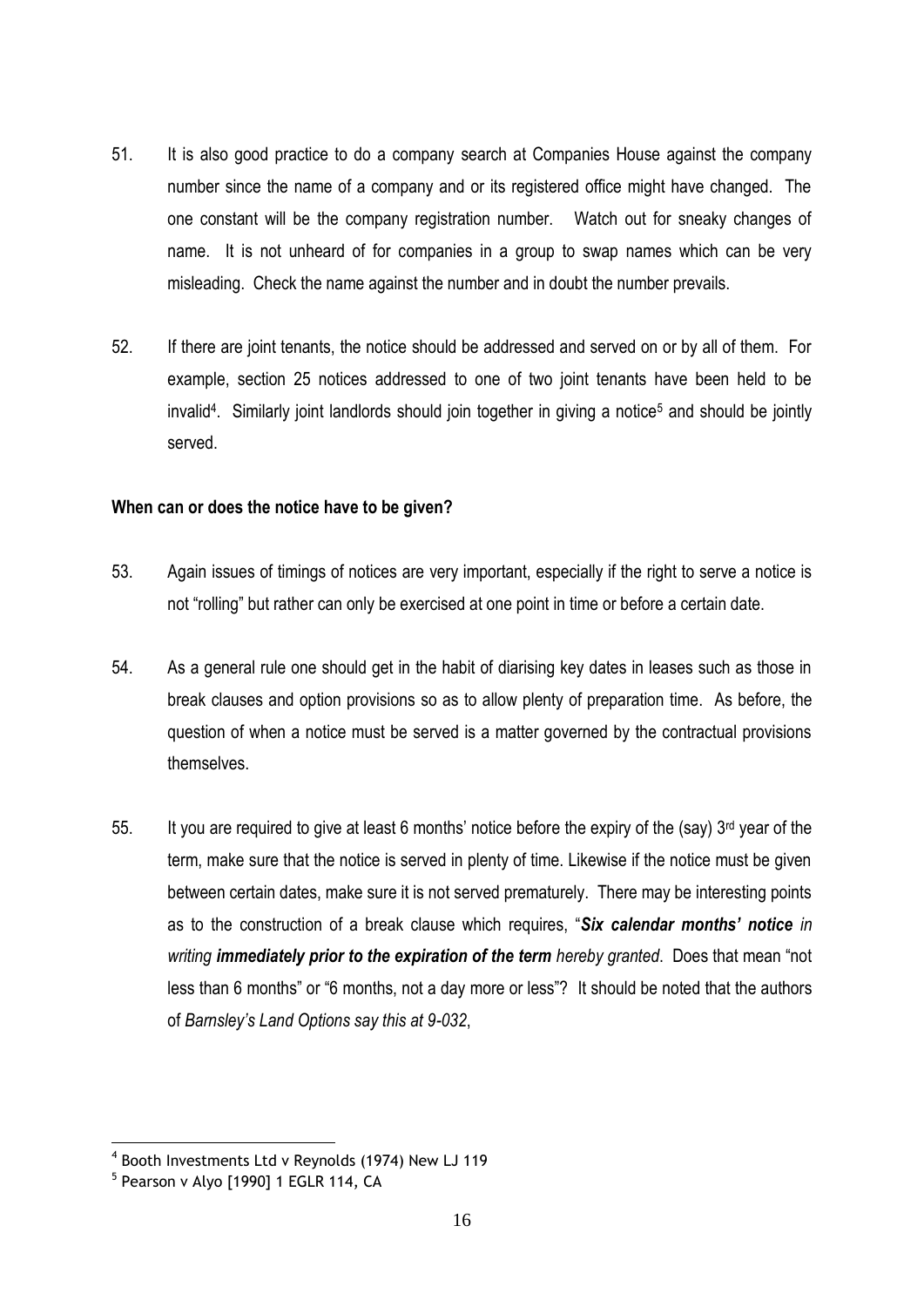51. It is also good practice to do a company search at Companies House against the company number since the name of a company and or its registered office might have changed. The one constant will be the company registration number. Watch out for sneaky changes of name. It is not unheard of for companies in a group to swap names which can be very misleading. Check the name against the number and in doubt the number prevails.

52. If there are joint tenants, the notice should be addressed and served on or by all of them. For example, section 25 notices addressed to one of two joint tenants have been held to be invalid[4]. Similarly joint landlords should join together in giving a notice[5] and should be jointly served.

**When can or does the notice have to be given?**

53. Again issues of timings of notices are very important, especially if the right to serve a notice is not "rolling" but rather can only be exercised at one point in time or before a certain date.

54. As a general rule one should get in the habit of diarising key dates in leases such as those in break clauses and option provisions so as to allow plenty of preparation time. As before, the question of when a notice must be served is a matter governed by the contractual provisions themselves.

55. It you are required to give at least 6 months' notice before the expiry of the (say) 3rd year of the term, make sure that the notice is served in plenty of time. Likewise if the notice must be given between certain dates, make sure it is not served prematurely. There may be interesting points as to the construction of a break clause which requires, "***Six calendar months' notice*** *in writing* ***immediately prior to the expiration of the term*** *hereby granted*. Does that mean "not less than 6 months" or "6 months, not a day more or less"? It should be noted that the authors of *Barnsley's Land Options say this at 9-032*,

---

[4] Booth Investments Ltd v Reynolds (1974) New LJ 119

[5] Pearson v Alyo [1990] 1 EGLR 114, CA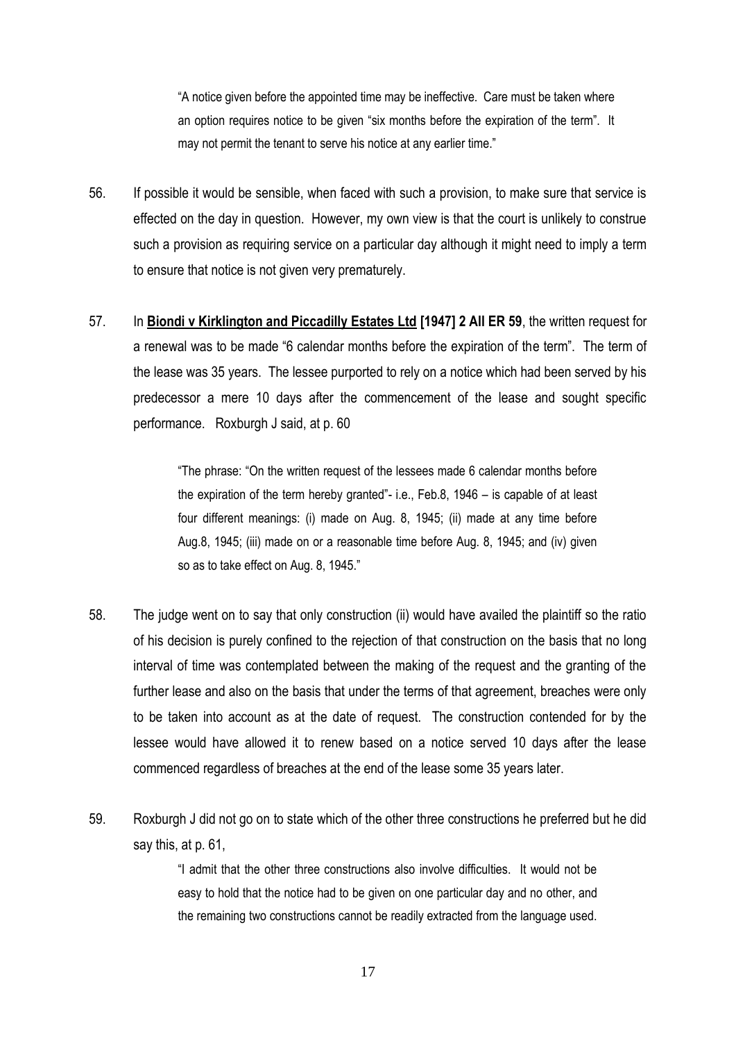> "A notice given before the appointed time may be ineffective. Care must be taken where an option requires notice to be given "six months before the expiration of the term". It may not permit the tenant to serve his notice at any earlier time."

56. If possible it would be sensible, when faced with such a provision, to make sure that service is effected on the day in question. However, my own view is that the court is unlikely to construe such a provision as requiring service on a particular day although it might need to imply a term to ensure that notice is not given very prematurely.

57. In **<u>Biondi v Kirklington and Piccadilly Estates Ltd</u> [1947] 2 All ER 59**, the written request for a renewal was to be made "6 calendar months before the expiration of the term". The term of the lease was 35 years. The lessee purported to rely on a notice which had been served by his predecessor a mere 10 days after the commencement of the lease and sought specific performance. Roxburgh J said, at p. 60

> "The phrase: "On the written request of the lessees made 6 calendar months before the expiration of the term hereby granted"- i.e., Feb.8, 1946 – is capable of at least four different meanings: (i) made on Aug. 8, 1945; (ii) made at any time before Aug.8, 1945; (iii) made on or a reasonable time before Aug. 8, 1945; and (iv) given so as to take effect on Aug. 8, 1945."

58. The judge went on to say that only construction (ii) would have availed the plaintiff so the ratio of his decision is purely confined to the rejection of that construction on the basis that no long interval of time was contemplated between the making of the request and the granting of the further lease and also on the basis that under the terms of that agreement, breaches were only to be taken into account as at the date of request. The construction contended for by the lessee would have allowed it to renew based on a notice served 10 days after the lease commenced regardless of breaches at the end of the lease some 35 years later.

59. Roxburgh J did not go on to state which of the other three constructions he preferred but he did say this, at p. 61,

> "I admit that the other three constructions also involve difficulties. It would not be easy to hold that the notice had to be given on one particular day and no other, and the remaining two constructions cannot be readily extracted from the language used.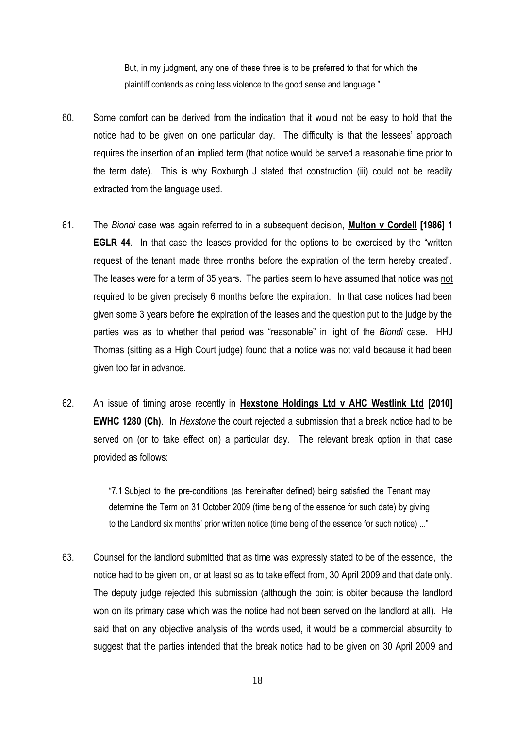> But, in my judgment, any one of these three is to be preferred to that for which the plaintiff contends as doing less violence to the good sense and language."

60. Some comfort can be derived from the indication that it would not be easy to hold that the notice had to be given on one particular day. The difficulty is that the lessees' approach requires the insertion of an implied term (that notice would be served a reasonable time prior to the term date). This is why Roxburgh J stated that construction (iii) could not be readily extracted from the language used.

61. The *Biondi* case was again referred to in a subsequent decision, **Multon v Cordell [1986] 1 EGLR 44**. In that case the leases provided for the options to be exercised by the "written request of the tenant made three months before the expiration of the term hereby created". The leases were for a term of 35 years. The parties seem to have assumed that notice was <u>not</u> required to be given precisely 6 months before the expiration. In that case notices had been given some 3 years before the expiration of the leases and the question put to the judge by the parties was as to whether that period was "reasonable" in light of the *Biondi* case. HHJ Thomas (sitting as a High Court judge) found that a notice was not valid because it had been given too far in advance.

62. An issue of timing arose recently in **Hexstone Holdings Ltd v AHC Westlink Ltd [2010] EWHC 1280 (Ch)**. In *Hexstone* the court rejected a submission that a break notice had to be served on (or to take effect on) a particular day. The relevant break option in that case provided as follows:

> "7.1 Subject to the pre-conditions (as hereinafter defined) being satisfied the Tenant may determine the Term on 31 October 2009 (time being of the essence for such date) by giving to the Landlord six months' prior written notice (time being of the essence for such notice) ..."

63. Counsel for the landlord submitted that as time was expressly stated to be of the essence, the notice had to be given on, or at least so as to take effect from, 30 April 2009 and that date only. The deputy judge rejected this submission (although the point is obiter because the landlord won on its primary case which was the notice had not been served on the landlord at all). He said that on any objective analysis of the words used, it would be a commercial absurdity to suggest that the parties intended that the break notice had to be given on 30 April 2009 and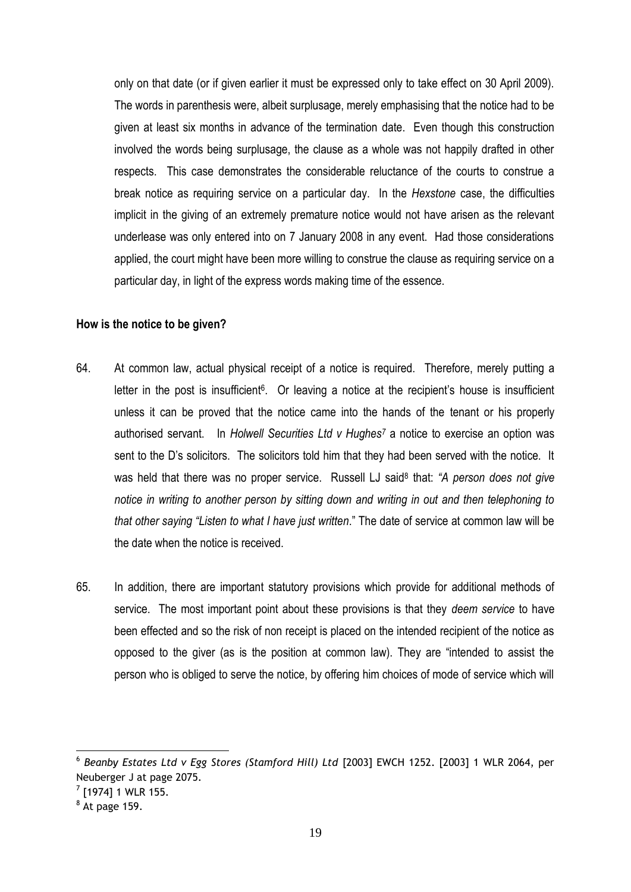only on that date (or if given earlier it must be expressed only to take effect on 30 April 2009). The words in parenthesis were, albeit surplusage, merely emphasising that the notice had to be given at least six months in advance of the termination date. Even though this construction involved the words being surplusage, the clause as a whole was not happily drafted in other respects. This case demonstrates the considerable reluctance of the courts to construe a break notice as requiring service on a particular day. In the *Hexstone* case, the difficulties implicit in the giving of an extremely premature notice would not have arisen as the relevant underlease was only entered into on 7 January 2008 in any event. Had those considerations applied, the court might have been more willing to construe the clause as requiring service on a particular day, in light of the express words making time of the essence.

**How is the notice to be given?**

64. At common law, actual physical receipt of a notice is required. Therefore, merely putting a letter in the post is insufficient[6]. Or leaving a notice at the recipient's house is insufficient unless it can be proved that the notice came into the hands of the tenant or his properly authorised servant. In *Holwell Securities Ltd v Hughes*[7] a notice to exercise an option was sent to the D's solicitors. The solicitors told him that they had been served with the notice. It was held that there was no proper service. Russell LJ said[8] that: *"A person does not give notice in writing to another person by sitting down and writing in out and then telephoning to that other saying "Listen to what I have just written*." The date of service at common law will be the date when the notice is received.

65. In addition, there are important statutory provisions which provide for additional methods of service. The most important point about these provisions is that they *deem service* to have been effected and so the risk of non receipt is placed on the intended recipient of the notice as opposed to the giver (as is the position at common law). They are "intended to assist the person who is obliged to serve the notice, by offering him choices of mode of service which will

---

[6] *Beanby Estates Ltd v Egg Stores (Stamford Hill) Ltd* [2003] EWCH 1252. [2003] 1 WLR 2064, per Neuberger J at page 2075.

[7] [1974] 1 WLR 155.

[8] At page 159.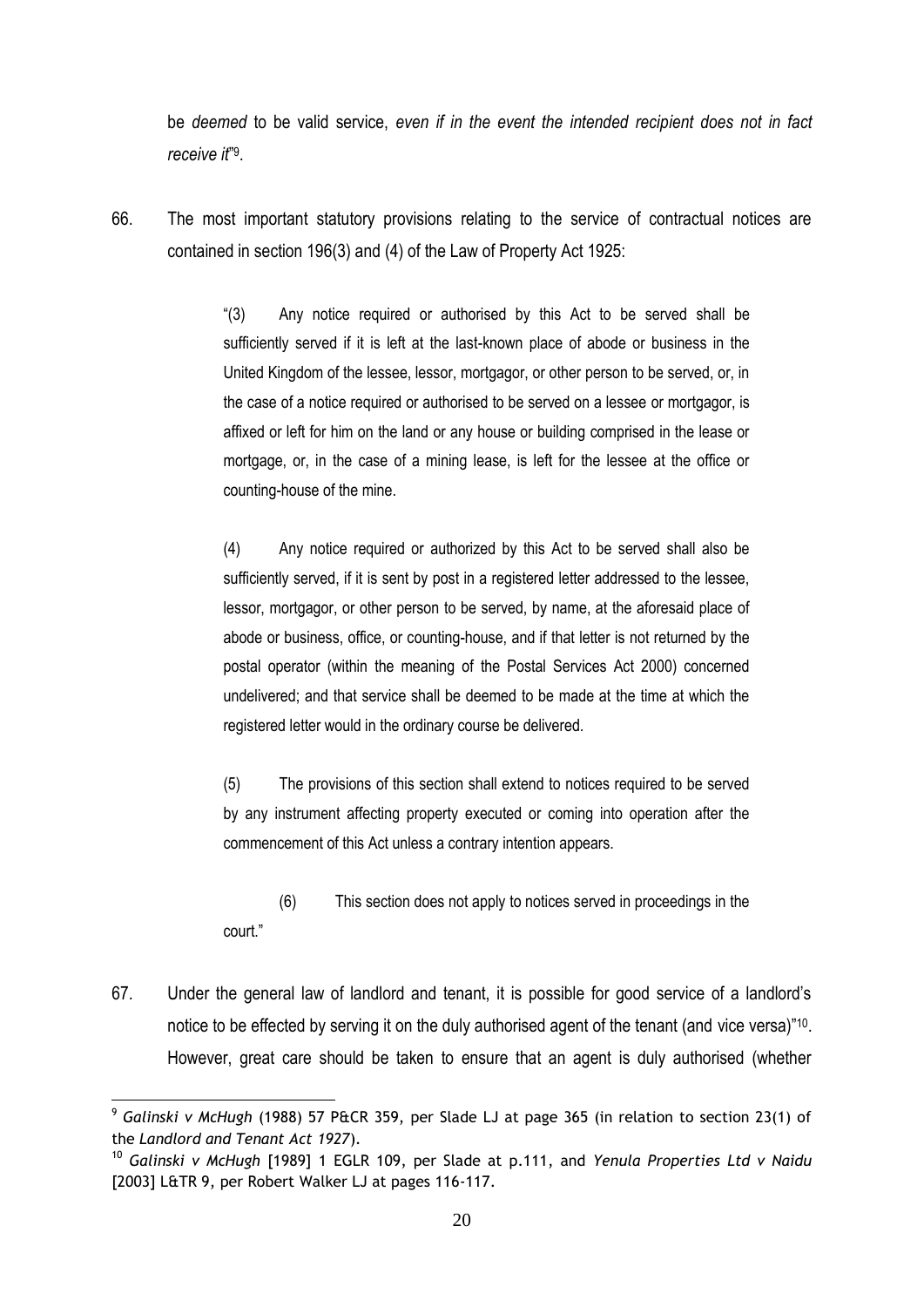be *deemed* to be valid service, *even if in the event the intended recipient does not in fact receive it*"[9].

66. The most important statutory provisions relating to the service of contractual notices are contained in section 196(3) and (4) of the Law of Property Act 1925:

> "(3) Any notice required or authorised by this Act to be served shall be sufficiently served if it is left at the last-known place of abode or business in the United Kingdom of the lessee, lessor, mortgagor, or other person to be served, or, in the case of a notice required or authorised to be served on a lessee or mortgagor, is affixed or left for him on the land or any house or building comprised in the lease or mortgage, or, in the case of a mining lease, is left for the lessee at the office or counting-house of the mine.
>
> (4) Any notice required or authorized by this Act to be served shall also be sufficiently served, if it is sent by post in a registered letter addressed to the lessee, lessor, mortgagor, or other person to be served, by name, at the aforesaid place of abode or business, office, or counting-house, and if that letter is not returned by the postal operator (within the meaning of the Postal Services Act 2000) concerned undelivered; and that service shall be deemed to be made at the time at which the registered letter would in the ordinary course be delivered.
>
> (5) The provisions of this section shall extend to notices required to be served by any instrument affecting property executed or coming into operation after the commencement of this Act unless a contrary intention appears.
>
> (6) This section does not apply to notices served in proceedings in the court."

67. Under the general law of landlord and tenant, it is possible for good service of a landlord's notice to be effected by serving it on the duly authorised agent of the tenant (and vice versa)"[10]. However, great care should be taken to ensure that an agent is duly authorised (whether

---

[9] *Galinski v McHugh* (1988) 57 P&CR 359, per Slade LJ at page 365 (in relation to section 23(1) of the *Landlord and Tenant Act 1927*).

[10] *Galinski v McHugh* [1989] 1 EGLR 109, per Slade at p.111, and *Yenula Properties Ltd v Naidu* [2003] L&TR 9, per Robert Walker LJ at pages 116-117.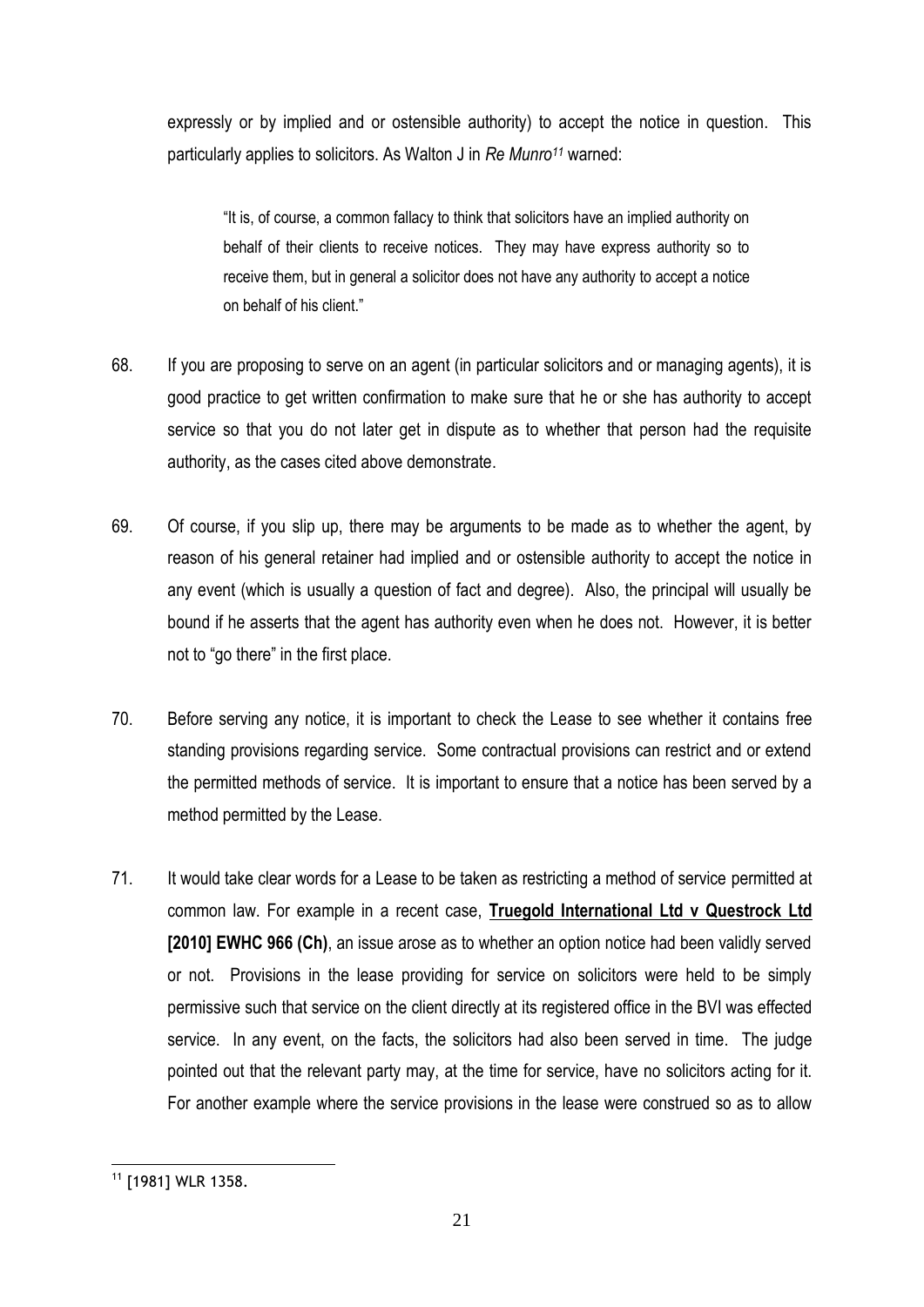expressly or by implied and or ostensible authority) to accept the notice in question. This particularly applies to solicitors. As Walton J in *Re Munro*[11] warned:

> "It is, of course, a common fallacy to think that solicitors have an implied authority on behalf of their clients to receive notices. They may have express authority so to receive them, but in general a solicitor does not have any authority to accept a notice on behalf of his client."

68. If you are proposing to serve on an agent (in particular solicitors and or managing agents), it is good practice to get written confirmation to make sure that he or she has authority to accept service so that you do not later get in dispute as to whether that person had the requisite authority, as the cases cited above demonstrate.

69. Of course, if you slip up, there may be arguments to be made as to whether the agent, by reason of his general retainer had implied and or ostensible authority to accept the notice in any event (which is usually a question of fact and degree). Also, the principal will usually be bound if he asserts that the agent has authority even when he does not. However, it is better not to "go there" in the first place.

70. Before serving any notice, it is important to check the Lease to see whether it contains free standing provisions regarding service. Some contractual provisions can restrict and or extend the permitted methods of service. It is important to ensure that a notice has been served by a method permitted by the Lease.

71. It would take clear words for a Lease to be taken as restricting a method of service permitted at common law. For example in a recent case, **Truegold International Ltd v Questrock Ltd [2010] EWHC 966 (Ch)**, an issue arose as to whether an option notice had been validly served or not. Provisions in the lease providing for service on solicitors were held to be simply permissive such that service on the client directly at its registered office in the BVI was effected service. In any event, on the facts, the solicitors had also been served in time. The judge pointed out that the relevant party may, at the time for service, have no solicitors acting for it. For another example where the service provisions in the lease were construed so as to allow

[11] [1981] WLR 1358.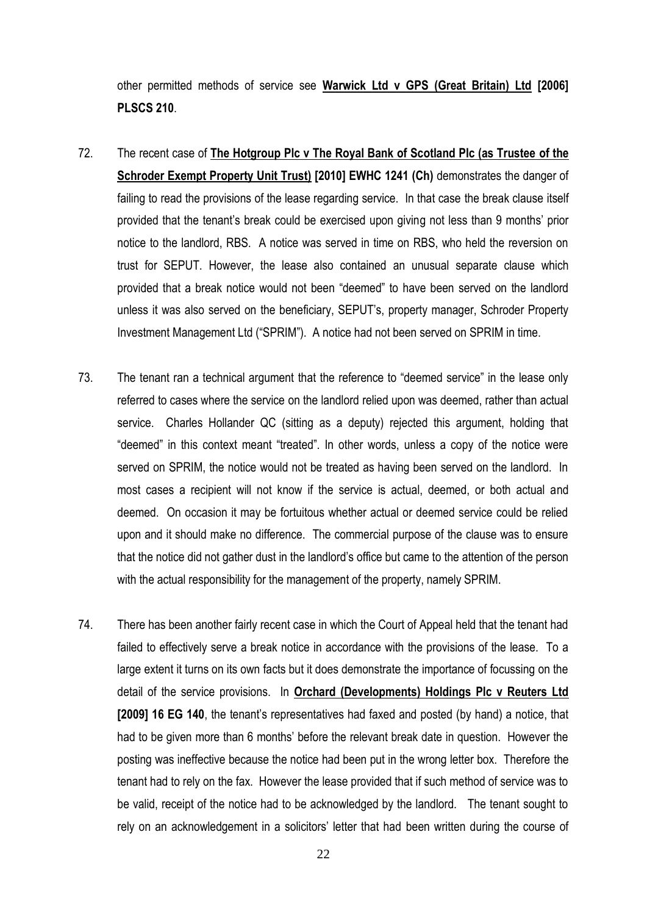other permitted methods of service see **Warwick Ltd v GPS (Great Britain) Ltd [2006] PLSCS 210**.

72. The recent case of **The Hotgroup Plc v The Royal Bank of Scotland Plc (as Trustee of the Schroder Exempt Property Unit Trust) [2010] EWHC 1241 (Ch)** demonstrates the danger of failing to read the provisions of the lease regarding service. In that case the break clause itself provided that the tenant's break could be exercised upon giving not less than 9 months' prior notice to the landlord, RBS. A notice was served in time on RBS, who held the reversion on trust for SEPUT. However, the lease also contained an unusual separate clause which provided that a break notice would not been "deemed" to have been served on the landlord unless it was also served on the beneficiary, SEPUT's, property manager, Schroder Property Investment Management Ltd ("SPRIM"). A notice had not been served on SPRIM in time.

73. The tenant ran a technical argument that the reference to "deemed service" in the lease only referred to cases where the service on the landlord relied upon was deemed, rather than actual service. Charles Hollander QC (sitting as a deputy) rejected this argument, holding that "deemed" in this context meant "treated". In other words, unless a copy of the notice were served on SPRIM, the notice would not be treated as having been served on the landlord. In most cases a recipient will not know if the service is actual, deemed, or both actual and deemed. On occasion it may be fortuitous whether actual or deemed service could be relied upon and it should make no difference. The commercial purpose of the clause was to ensure that the notice did not gather dust in the landlord's office but came to the attention of the person with the actual responsibility for the management of the property, namely SPRIM.

74. There has been another fairly recent case in which the Court of Appeal held that the tenant had failed to effectively serve a break notice in accordance with the provisions of the lease. To a large extent it turns on its own facts but it does demonstrate the importance of focussing on the detail of the service provisions. In **Orchard (Developments) Holdings Plc v Reuters Ltd [2009] 16 EG 140**, the tenant's representatives had faxed and posted (by hand) a notice, that had to be given more than 6 months' before the relevant break date in question. However the posting was ineffective because the notice had been put in the wrong letter box. Therefore the tenant had to rely on the fax. However the lease provided that if such method of service was to be valid, receipt of the notice had to be acknowledged by the landlord. The tenant sought to rely on an acknowledgement in a solicitors' letter that had been written during the course of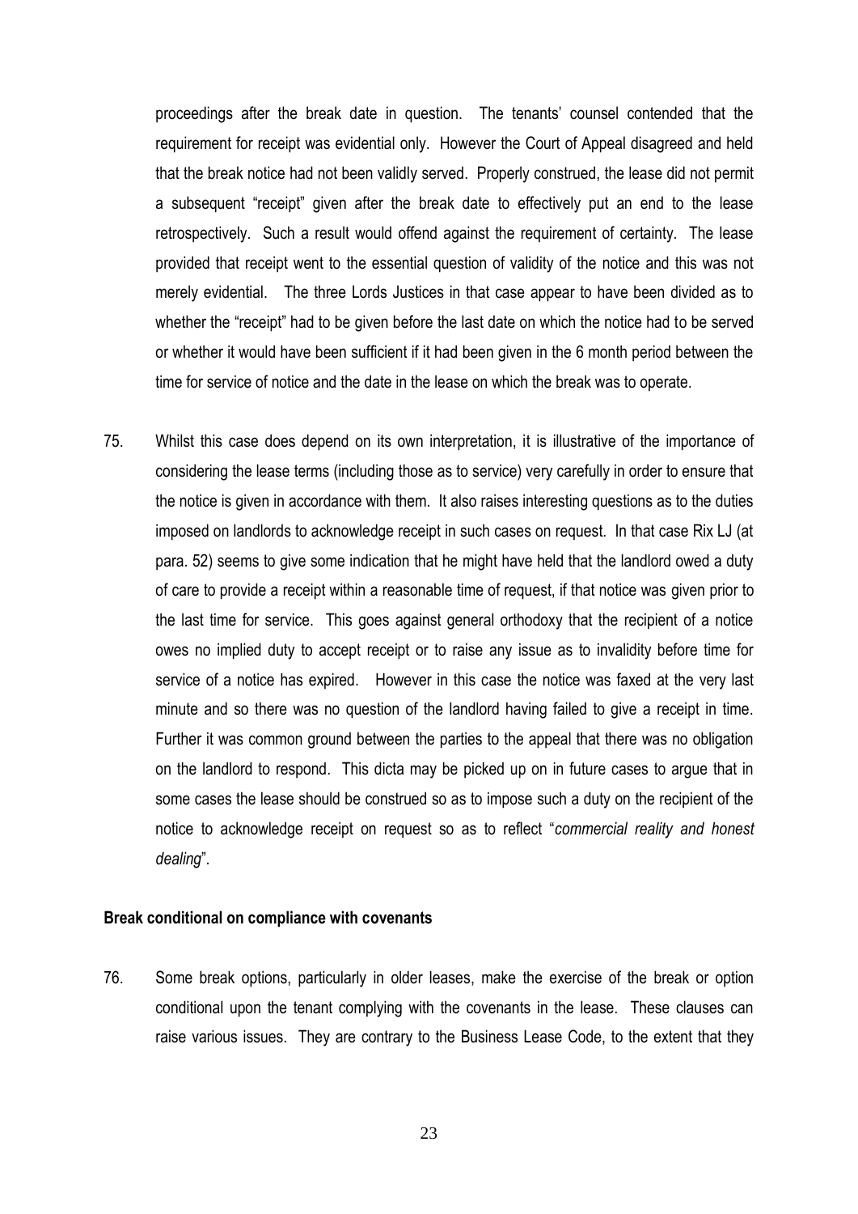proceedings after the break date in question. The tenants' counsel contended that the requirement for receipt was evidential only. However the Court of Appeal disagreed and held that the break notice had not been validly served. Properly construed, the lease did not permit a subsequent "receipt" given after the break date to effectively put an end to the lease retrospectively. Such a result would offend against the requirement of certainty. The lease provided that receipt went to the essential question of validity of the notice and this was not merely evidential. The three Lords Justices in that case appear to have been divided as to whether the "receipt" had to be given before the last date on which the notice had to be served or whether it would have been sufficient if it had been given in the 6 month period between the time for service of notice and the date in the lease on which the break was to operate.

75. Whilst this case does depend on its own interpretation, it is illustrative of the importance of considering the lease terms (including those as to service) very carefully in order to ensure that the notice is given in accordance with them. It also raises interesting questions as to the duties imposed on landlords to acknowledge receipt in such cases on request. In that case Rix LJ (at para. 52) seems to give some indication that he might have held that the landlord owed a duty of care to provide a receipt within a reasonable time of request, if that notice was given prior to the last time for service. This goes against general orthodoxy that the recipient of a notice owes no implied duty to accept receipt or to raise any issue as to invalidity before time for service of a notice has expired. However in this case the notice was faxed at the very last minute and so there was no question of the landlord having failed to give a receipt in time. Further it was common ground between the parties to the appeal that there was no obligation on the landlord to respond. This dicta may be picked up on in future cases to argue that in some cases the lease should be construed so as to impose such a duty on the recipient of the notice to acknowledge receipt on request so as to reflect "*commercial reality and honest dealing*".

**Break conditional on compliance with covenants**

76. Some break options, particularly in older leases, make the exercise of the break or option conditional upon the tenant complying with the covenants in the lease. These clauses can raise various issues. They are contrary to the Business Lease Code, to the extent that they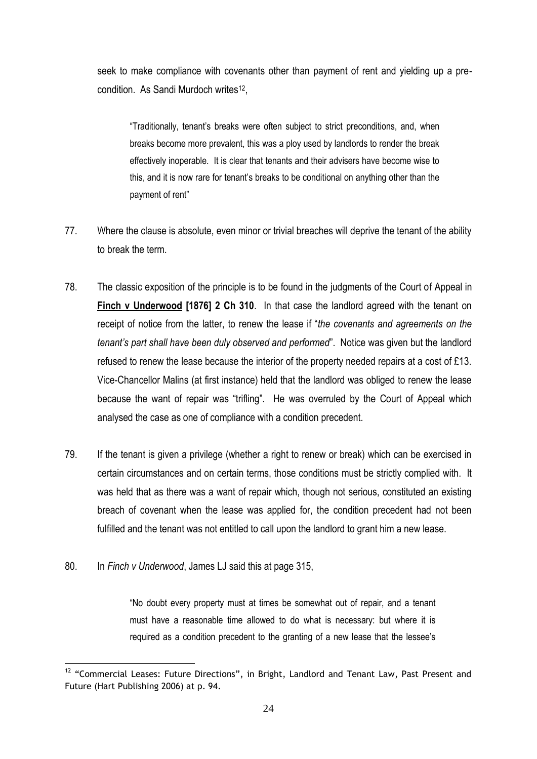seek to make compliance with covenants other than payment of rent and yielding up a pre-condition. As Sandi Murdoch writes[12],

> "Traditionally, tenant's breaks were often subject to strict preconditions, and, when breaks become more prevalent, this was a ploy used by landlords to render the break effectively inoperable. It is clear that tenants and their advisers have become wise to this, and it is now rare for tenant's breaks to be conditional on anything other than the payment of rent"

77. Where the clause is absolute, even minor or trivial breaches will deprive the tenant of the ability to break the term.

78. The classic exposition of the principle is to be found in the judgments of the Court of Appeal in **Finch v Underwood [1876] 2 Ch 310**. In that case the landlord agreed with the tenant on receipt of notice from the latter, to renew the lease if "*the covenants and agreements on the tenant's part shall have been duly observed and performed*". Notice was given but the landlord refused to renew the lease because the interior of the property needed repairs at a cost of £13. Vice-Chancellor Malins (at first instance) held that the landlord was obliged to renew the lease because the want of repair was "trifling". He was overruled by the Court of Appeal which analysed the case as one of compliance with a condition precedent.

79. If the tenant is given a privilege (whether a right to renew or break) which can be exercised in certain circumstances and on certain terms, those conditions must be strictly complied with. It was held that as there was a want of repair which, though not serious, constituted an existing breach of covenant when the lease was applied for, the condition precedent had not been fulfilled and the tenant was not entitled to call upon the landlord to grant him a new lease.

80. In *Finch v Underwood*, James LJ said this at page 315,

> "No doubt every property must at times be somewhat out of repair, and a tenant must have a reasonable time allowed to do what is necessary: but where it is required as a condition precedent to the granting of a new lease that the lessee's

---

[12] "Commercial Leases: Future Directions", in Bright, Landlord and Tenant Law, Past Present and Future (Hart Publishing 2006) at p. 94.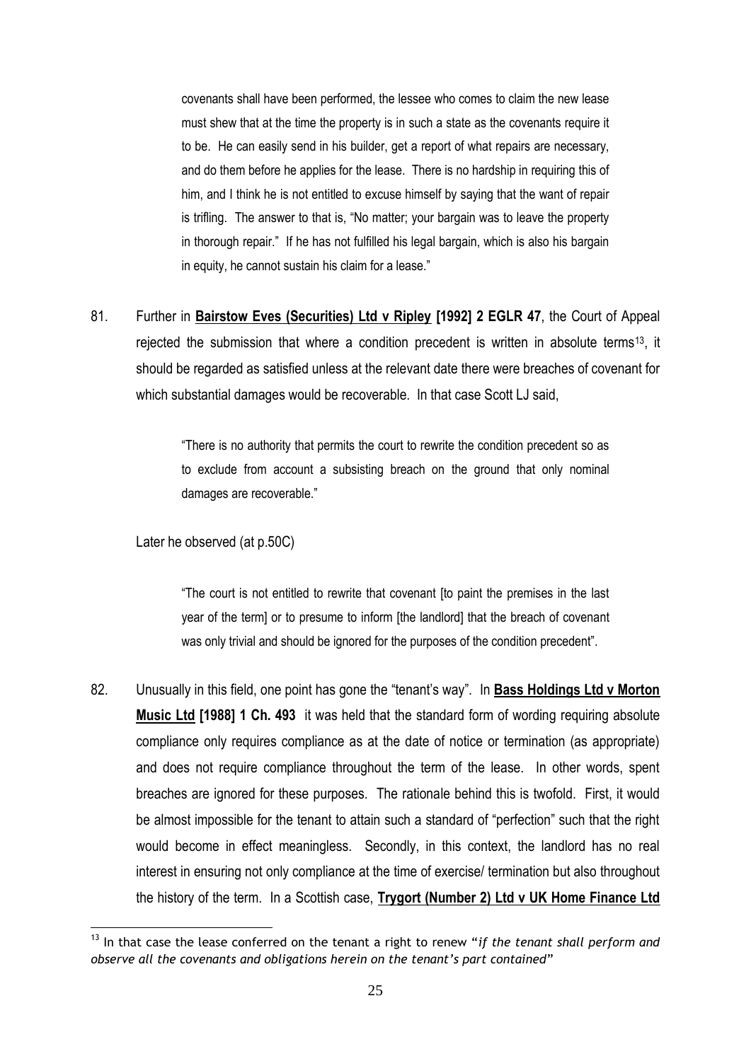> covenants shall have been performed, the lessee who comes to claim the new lease must shew that at the time the property is in such a state as the covenants require it to be. He can easily send in his builder, get a report of what repairs are necessary, and do them before he applies for the lease. There is no hardship in requiring this of him, and I think he is not entitled to excuse himself by saying that the want of repair is trifling. The answer to that is, "No matter; your bargain was to leave the property in thorough repair." If he has not fulfilled his legal bargain, which is also his bargain in equity, he cannot sustain his claim for a lease."

81. Further in **Bairstow Eves (Securities) Ltd v Ripley [1992] 2 EGLR 47**, the Court of Appeal rejected the submission that where a condition precedent is written in absolute terms[13], it should be regarded as satisfied unless at the relevant date there were breaches of covenant for which substantial damages would be recoverable. In that case Scott LJ said,

> "There is no authority that permits the court to rewrite the condition precedent so as to exclude from account a subsisting breach on the ground that only nominal damages are recoverable."

Later he observed (at p.50C)

> "The court is not entitled to rewrite that covenant [to paint the premises in the last year of the term] or to presume to inform [the landlord] that the breach of covenant was only trivial and should be ignored for the purposes of the condition precedent".

82. Unusually in this field, one point has gone the "tenant's way". In **Bass Holdings Ltd v Morton Music Ltd [1988] 1 Ch. 493** it was held that the standard form of wording requiring absolute compliance only requires compliance as at the date of notice or termination (as appropriate) and does not require compliance throughout the term of the lease. In other words, spent breaches are ignored for these purposes. The rationale behind this is twofold. First, it would be almost impossible for the tenant to attain such a standard of "perfection" such that the right would become in effect meaningless. Secondly, in this context, the landlord has no real interest in ensuring not only compliance at the time of exercise/ termination but also throughout the history of the term. In a Scottish case, **Trygort (Number 2) Ltd v UK Home Finance Ltd**

---

[13] In that case the lease conferred on the tenant a right to renew "*if the tenant shall perform and observe all the covenants and obligations herein on the tenant's part contained*"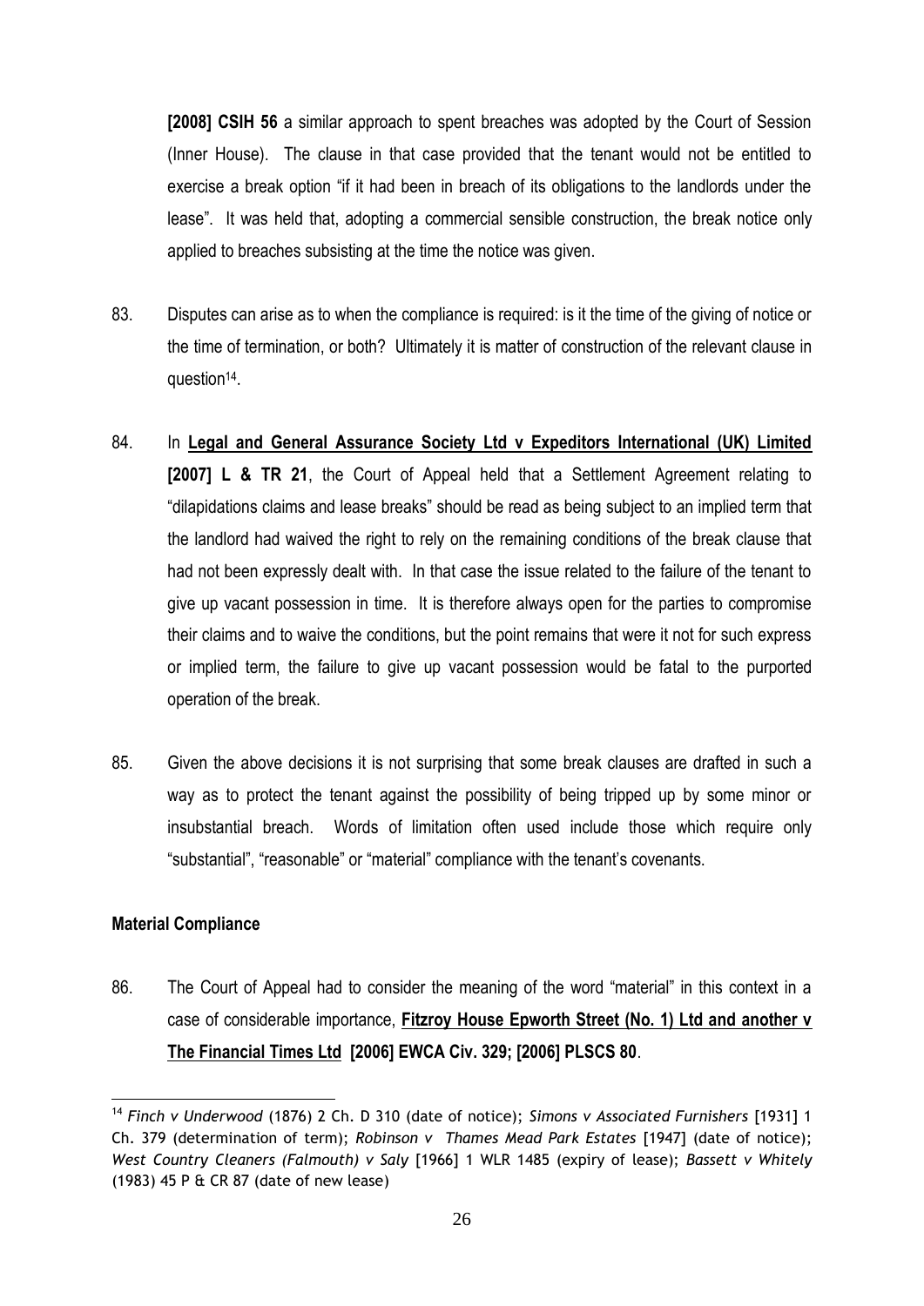**[2008] CSIH 56** a similar approach to spent breaches was adopted by the Court of Session (Inner House). The clause in that case provided that the tenant would not be entitled to exercise a break option "if it had been in breach of its obligations to the landlords under the lease". It was held that, adopting a commercial sensible construction, the break notice only applied to breaches subsisting at the time the notice was given.

83. Disputes can arise as to when the compliance is required: is it the time of the giving of notice or the time of termination, or both? Ultimately it is matter of construction of the relevant clause in question[14].

84. In **Legal and General Assurance Society Ltd v Expeditors International (UK) Limited [2007] L & TR 21**, the Court of Appeal held that a Settlement Agreement relating to "dilapidations claims and lease breaks" should be read as being subject to an implied term that the landlord had waived the right to rely on the remaining conditions of the break clause that had not been expressly dealt with. In that case the issue related to the failure of the tenant to give up vacant possession in time. It is therefore always open for the parties to compromise their claims and to waive the conditions, but the point remains that were it not for such express or implied term, the failure to give up vacant possession would be fatal to the purported operation of the break.

85. Given the above decisions it is not surprising that some break clauses are drafted in such a way as to protect the tenant against the possibility of being tripped up by some minor or insubstantial breach. Words of limitation often used include those which require only "substantial", "reasonable" or "material" compliance with the tenant's covenants.

**Material Compliance**

86. The Court of Appeal had to consider the meaning of the word "material" in this context in a case of considerable importance, **Fitzroy House Epworth Street (No. 1) Ltd and another v The Financial Times Ltd [2006] EWCA Civ. 329; [2006] PLSCS 80**.

---

[14] *Finch v Underwood* (1876) 2 Ch. D 310 (date of notice); *Simons v Associated Furnishers* [1931] 1 Ch. 379 (determination of term); *Robinson v Thames Mead Park Estates* [1947] (date of notice); *West Country Cleaners (Falmouth) v Saly* [1966] 1 WLR 1485 (expiry of lease); *Bassett v Whitely* (1983) 45 P & CR 87 (date of new lease)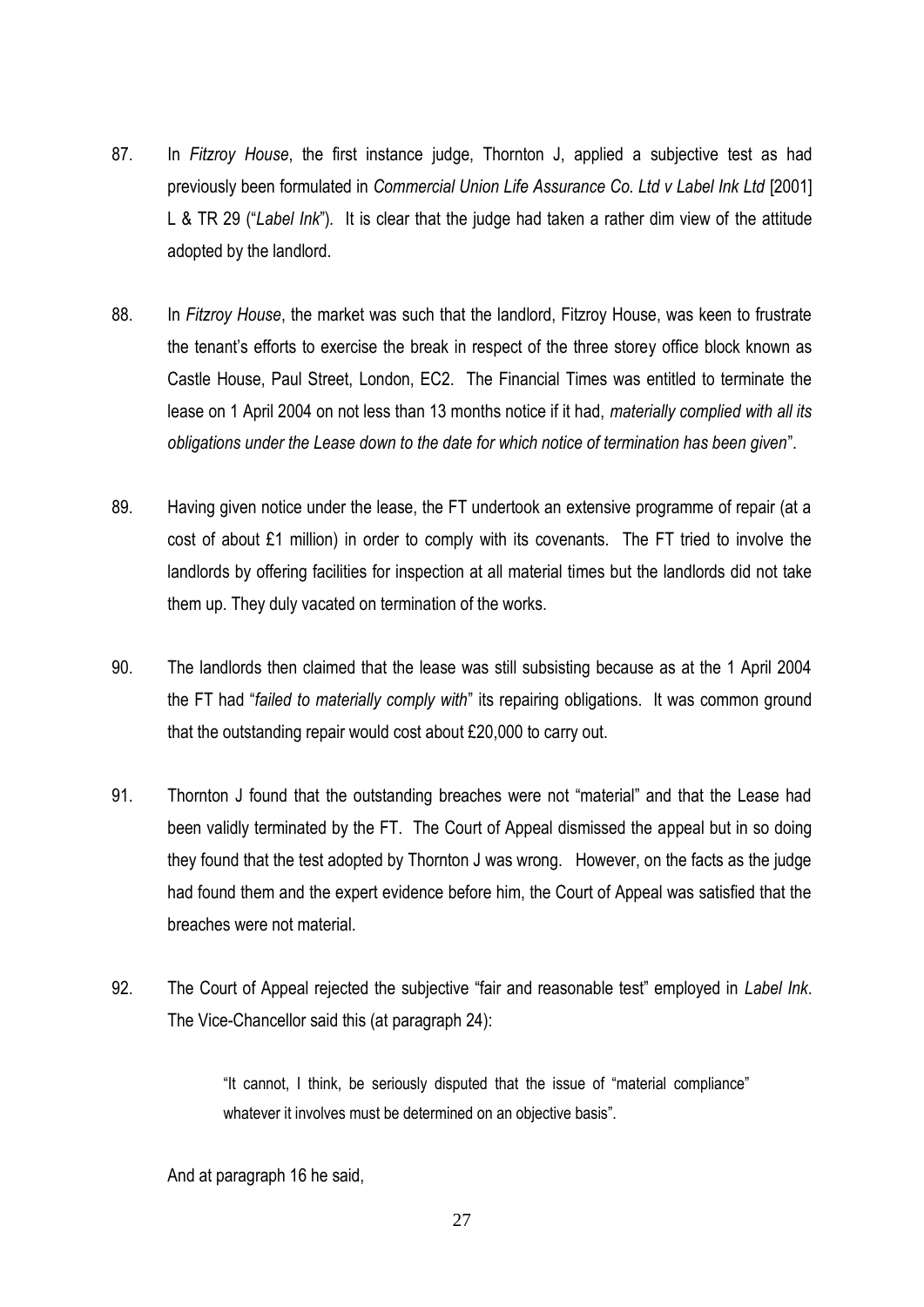87. In *Fitzroy House*, the first instance judge, Thornton J, applied a subjective test as had previously been formulated in *Commercial Union Life Assurance Co. Ltd v Label Ink Ltd* [2001] L & TR 29 ("*Label Ink*"). It is clear that the judge had taken a rather dim view of the attitude adopted by the landlord.

88. In *Fitzroy House*, the market was such that the landlord, Fitzroy House, was keen to frustrate the tenant's efforts to exercise the break in respect of the three storey office block known as Castle House, Paul Street, London, EC2. The Financial Times was entitled to terminate the lease on 1 April 2004 on not less than 13 months notice if it had, *materially complied with all its obligations under the Lease down to the date for which notice of termination has been given*".

89. Having given notice under the lease, the FT undertook an extensive programme of repair (at a cost of about £1 million) in order to comply with its covenants. The FT tried to involve the landlords by offering facilities for inspection at all material times but the landlords did not take them up. They duly vacated on termination of the works.

90. The landlords then claimed that the lease was still subsisting because as at the 1 April 2004 the FT had "*failed to materially comply with*" its repairing obligations. It was common ground that the outstanding repair would cost about £20,000 to carry out.

91. Thornton J found that the outstanding breaches were not "material" and that the Lease had been validly terminated by the FT. The Court of Appeal dismissed the appeal but in so doing they found that the test adopted by Thornton J was wrong. However, on the facts as the judge had found them and the expert evidence before him, the Court of Appeal was satisfied that the breaches were not material.

92. The Court of Appeal rejected the subjective "fair and reasonable test" employed in *Label Ink*. The Vice-Chancellor said this (at paragraph 24):

> "It cannot, I think, be seriously disputed that the issue of "material compliance" whatever it involves must be determined on an objective basis".

And at paragraph 16 he said,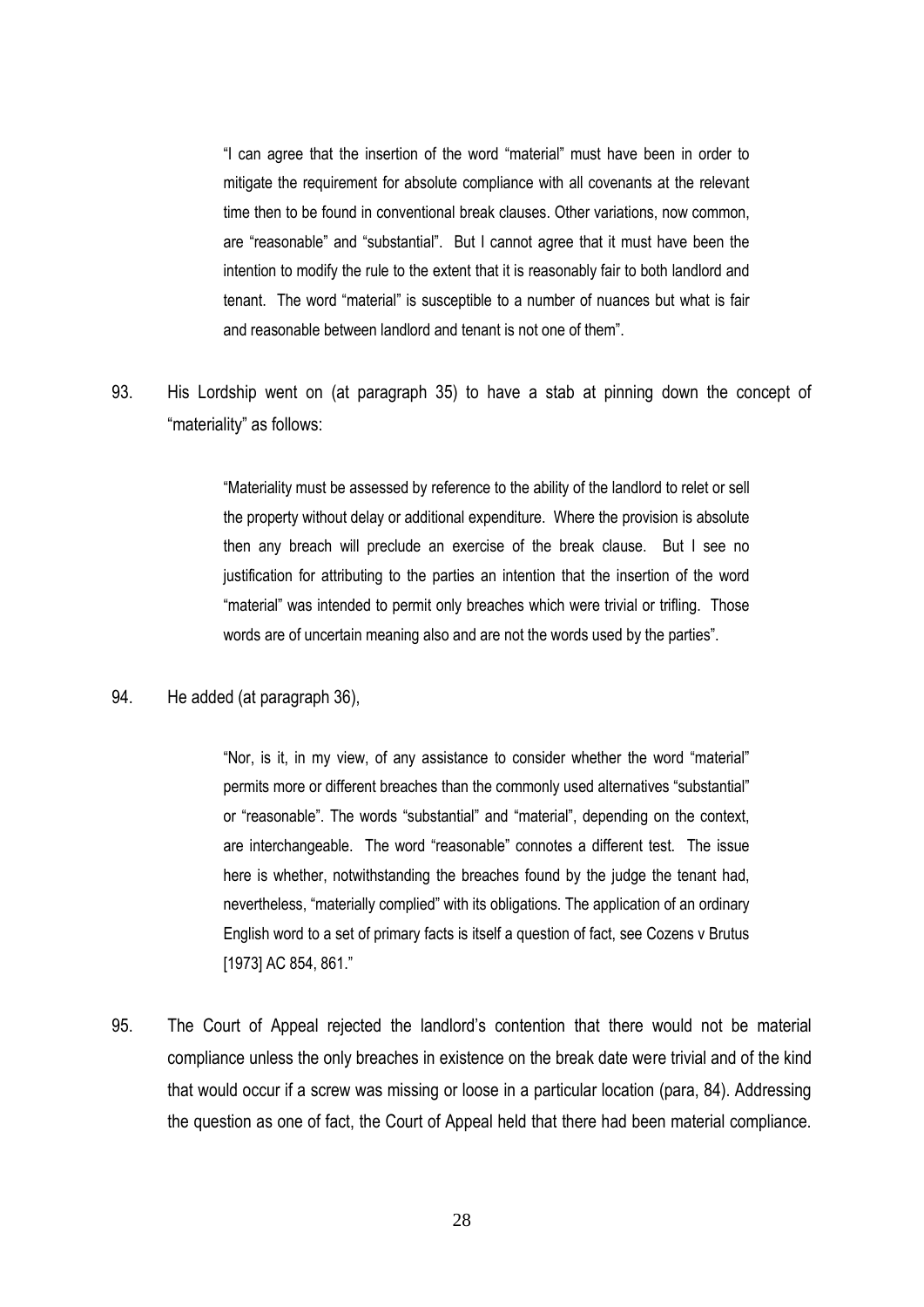> "I can agree that the insertion of the word "material" must have been in order to mitigate the requirement for absolute compliance with all covenants at the relevant time then to be found in conventional break clauses. Other variations, now common, are "reasonable" and "substantial". But I cannot agree that it must have been the intention to modify the rule to the extent that it is reasonably fair to both landlord and tenant. The word "material" is susceptible to a number of nuances but what is fair and reasonable between landlord and tenant is not one of them".

93. His Lordship went on (at paragraph 35) to have a stab at pinning down the concept of "materiality" as follows:

> "Materiality must be assessed by reference to the ability of the landlord to relet or sell the property without delay or additional expenditure. Where the provision is absolute then any breach will preclude an exercise of the break clause. But I see no justification for attributing to the parties an intention that the insertion of the word "material" was intended to permit only breaches which were trivial or trifling. Those words are of uncertain meaning also and are not the words used by the parties".

94. He added (at paragraph 36),

> "Nor, is it, in my view, of any assistance to consider whether the word "material" permits more or different breaches than the commonly used alternatives "substantial" or "reasonable". The words "substantial" and "material", depending on the context, are interchangeable. The word "reasonable" connotes a different test. The issue here is whether, notwithstanding the breaches found by the judge the tenant had, nevertheless, "materially complied" with its obligations. The application of an ordinary English word to a set of primary facts is itself a question of fact, see Cozens v Brutus [1973] AC 854, 861."

95. The Court of Appeal rejected the landlord's contention that there would not be material compliance unless the only breaches in existence on the break date were trivial and of the kind that would occur if a screw was missing or loose in a particular location (para, 84). Addressing the question as one of fact, the Court of Appeal held that there had been material compliance.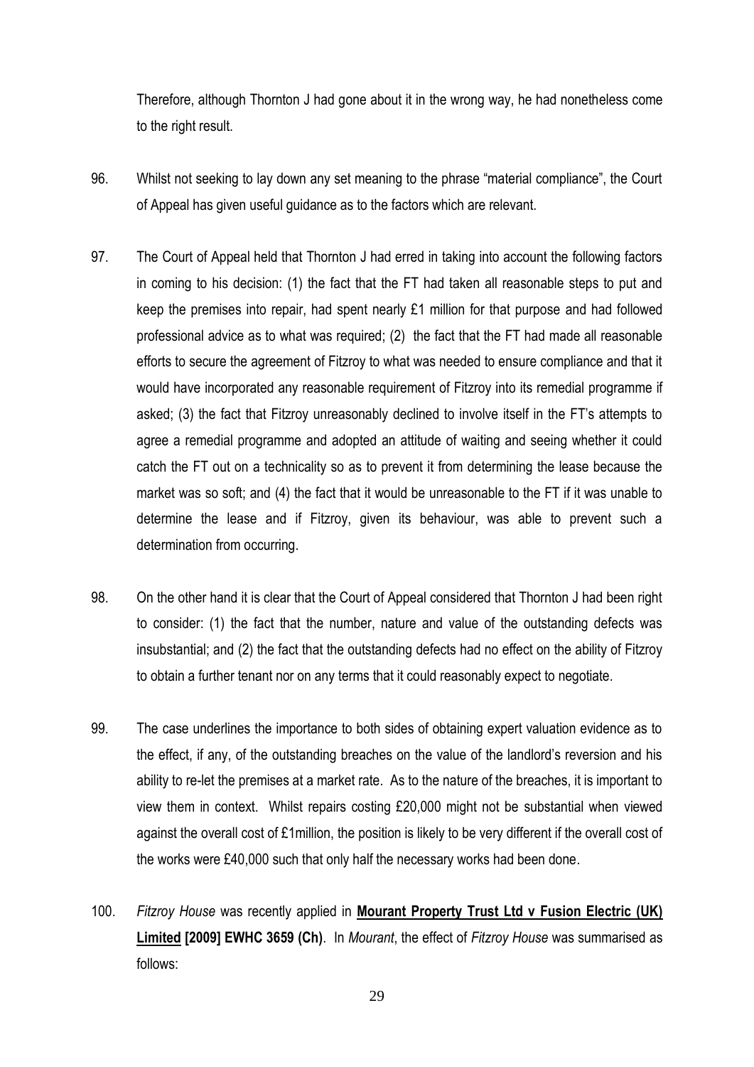Therefore, although Thornton J had gone about it in the wrong way, he had nonetheless come to the right result.

96. Whilst not seeking to lay down any set meaning to the phrase "material compliance", the Court of Appeal has given useful guidance as to the factors which are relevant.

97. The Court of Appeal held that Thornton J had erred in taking into account the following factors in coming to his decision: (1) the fact that the FT had taken all reasonable steps to put and keep the premises into repair, had spent nearly £1 million for that purpose and had followed professional advice as to what was required; (2) the fact that the FT had made all reasonable efforts to secure the agreement of Fitzroy to what was needed to ensure compliance and that it would have incorporated any reasonable requirement of Fitzroy into its remedial programme if asked; (3) the fact that Fitzroy unreasonably declined to involve itself in the FT's attempts to agree a remedial programme and adopted an attitude of waiting and seeing whether it could catch the FT out on a technicality so as to prevent it from determining the lease because the market was so soft; and (4) the fact that it would be unreasonable to the FT if it was unable to determine the lease and if Fitzroy, given its behaviour, was able to prevent such a determination from occurring.

98. On the other hand it is clear that the Court of Appeal considered that Thornton J had been right to consider: (1) the fact that the number, nature and value of the outstanding defects was insubstantial; and (2) the fact that the outstanding defects had no effect on the ability of Fitzroy to obtain a further tenant nor on any terms that it could reasonably expect to negotiate.

99. The case underlines the importance to both sides of obtaining expert valuation evidence as to the effect, if any, of the outstanding breaches on the value of the landlord's reversion and his ability to re-let the premises at a market rate. As to the nature of the breaches, it is important to view them in context. Whilst repairs costing £20,000 might not be substantial when viewed against the overall cost of £1million, the position is likely to be very different if the overall cost of the works were £40,000 such that only half the necessary works had been done.

100. *Fitzroy House* was recently applied in **Mourant Property Trust Ltd v Fusion Electric (UK) Limited [2009] EWHC 3659 (Ch)**. In *Mourant*, the effect of *Fitzroy House* was summarised as follows: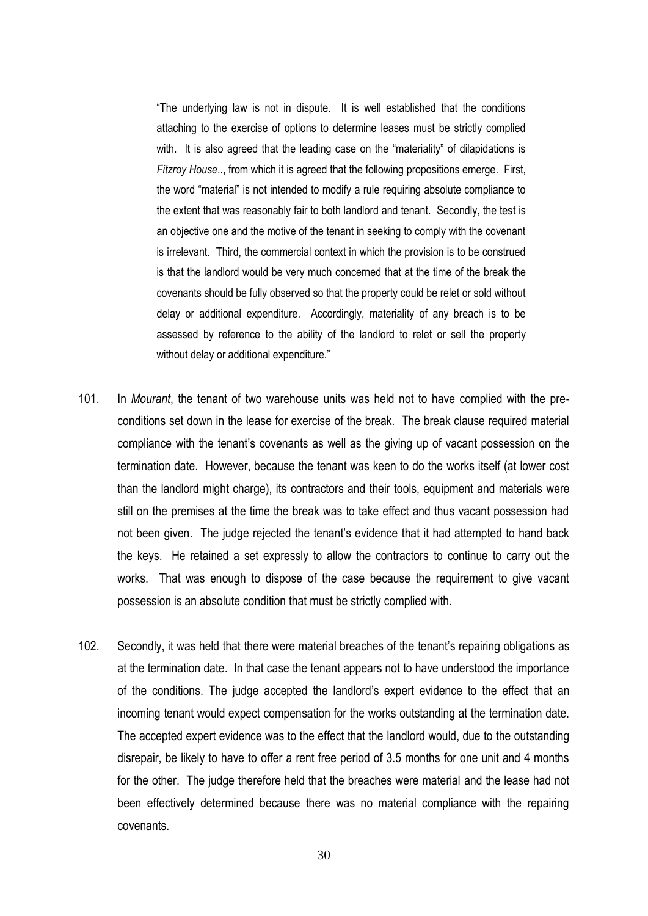> "The underlying law is not in dispute. It is well established that the conditions attaching to the exercise of options to determine leases must be strictly complied with. It is also agreed that the leading case on the "materiality" of dilapidations is *Fitzroy House*.., from which it is agreed that the following propositions emerge. First, the word "material" is not intended to modify a rule requiring absolute compliance to the extent that was reasonably fair to both landlord and tenant. Secondly, the test is an objective one and the motive of the tenant in seeking to comply with the covenant is irrelevant. Third, the commercial context in which the provision is to be construed is that the landlord would be very much concerned that at the time of the break the covenants should be fully observed so that the property could be relet or sold without delay or additional expenditure. Accordingly, materiality of any breach is to be assessed by reference to the ability of the landlord to relet or sell the property without delay or additional expenditure."

101. In *Mourant*, the tenant of two warehouse units was held not to have complied with the pre-conditions set down in the lease for exercise of the break. The break clause required material compliance with the tenant's covenants as well as the giving up of vacant possession on the termination date. However, because the tenant was keen to do the works itself (at lower cost than the landlord might charge), its contractors and their tools, equipment and materials were still on the premises at the time the break was to take effect and thus vacant possession had not been given. The judge rejected the tenant's evidence that it had attempted to hand back the keys. He retained a set expressly to allow the contractors to continue to carry out the works. That was enough to dispose of the case because the requirement to give vacant possession is an absolute condition that must be strictly complied with.

102. Secondly, it was held that there were material breaches of the tenant's repairing obligations as at the termination date. In that case the tenant appears not to have understood the importance of the conditions. The judge accepted the landlord's expert evidence to the effect that an incoming tenant would expect compensation for the works outstanding at the termination date. The accepted expert evidence was to the effect that the landlord would, due to the outstanding disrepair, be likely to have to offer a rent free period of 3.5 months for one unit and 4 months for the other. The judge therefore held that the breaches were material and the lease had not been effectively determined because there was no material compliance with the repairing covenants.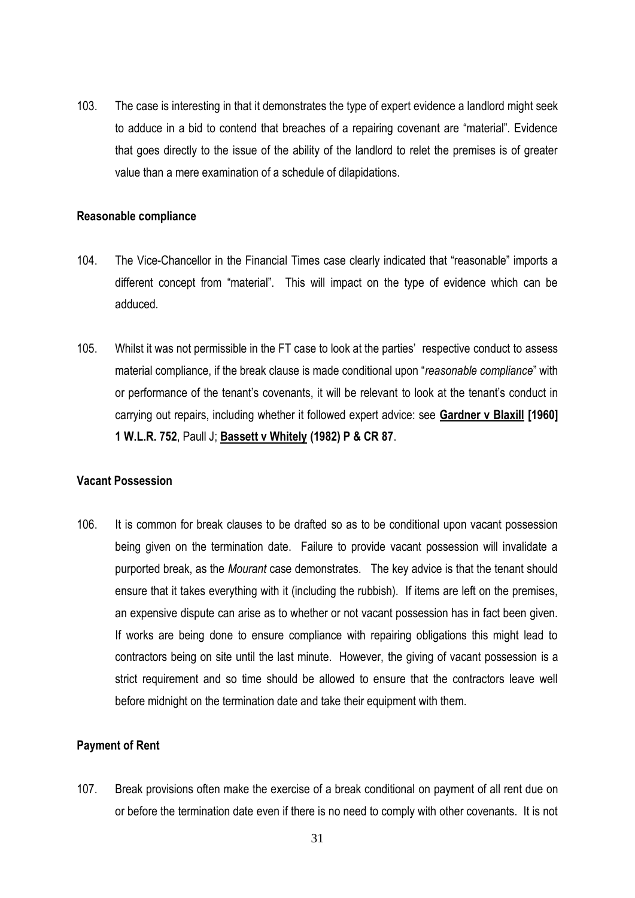103. The case is interesting in that it demonstrates the type of expert evidence a landlord might seek to adduce in a bid to contend that breaches of a repairing covenant are "material". Evidence that goes directly to the issue of the ability of the landlord to relet the premises is of greater value than a mere examination of a schedule of dilapidations.

**Reasonable compliance**

104. The Vice-Chancellor in the Financial Times case clearly indicated that "reasonable" imports a different concept from "material". This will impact on the type of evidence which can be adduced.

105. Whilst it was not permissible in the FT case to look at the parties' respective conduct to assess material compliance, if the break clause is made conditional upon "*reasonable compliance*" with or performance of the tenant's covenants, it will be relevant to look at the tenant's conduct in carrying out repairs, including whether it followed expert advice: see **Gardner v Blaxill [1960] 1 W.L.R. 752**, Paull J; **Bassett v Whitely (1982) P & CR 87**.

**Vacant Possession**

106. It is common for break clauses to be drafted so as to be conditional upon vacant possession being given on the termination date. Failure to provide vacant possession will invalidate a purported break, as the *Mourant* case demonstrates. The key advice is that the tenant should ensure that it takes everything with it (including the rubbish). If items are left on the premises, an expensive dispute can arise as to whether or not vacant possession has in fact been given. If works are being done to ensure compliance with repairing obligations this might lead to contractors being on site until the last minute. However, the giving of vacant possession is a strict requirement and so time should be allowed to ensure that the contractors leave well before midnight on the termination date and take their equipment with them.

**Payment of Rent**

107. Break provisions often make the exercise of a break conditional on payment of all rent due on or before the termination date even if there is no need to comply with other covenants. It is not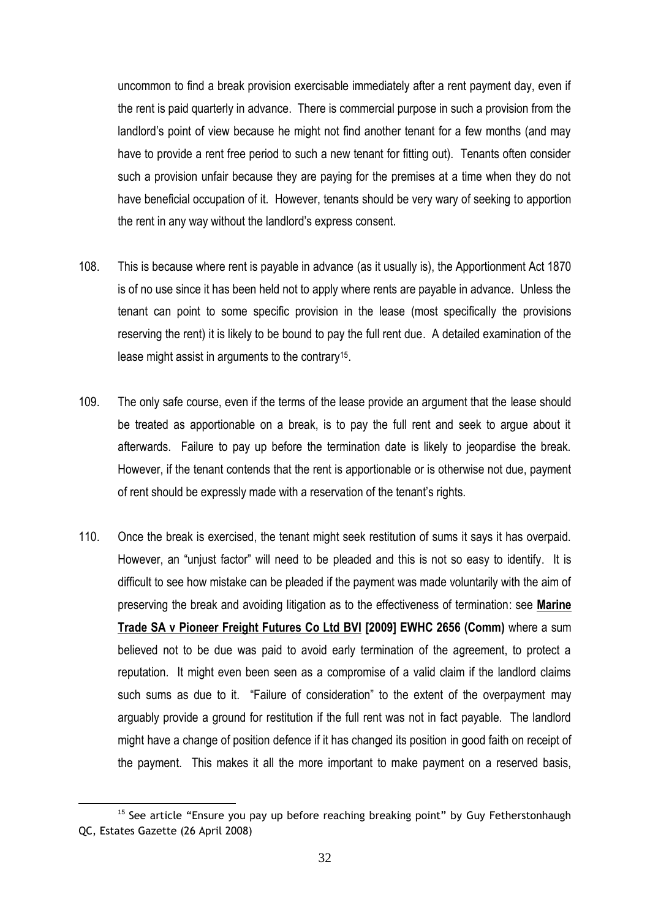uncommon to find a break provision exercisable immediately after a rent payment day, even if the rent is paid quarterly in advance. There is commercial purpose in such a provision from the landlord's point of view because he might not find another tenant for a few months (and may have to provide a rent free period to such a new tenant for fitting out). Tenants often consider such a provision unfair because they are paying for the premises at a time when they do not have beneficial occupation of it. However, tenants should be very wary of seeking to apportion the rent in any way without the landlord's express consent.

108. This is because where rent is payable in advance (as it usually is), the Apportionment Act 1870 is of no use since it has been held not to apply where rents are payable in advance. Unless the tenant can point to some specific provision in the lease (most specifically the provisions reserving the rent) it is likely to be bound to pay the full rent due. A detailed examination of the lease might assist in arguments to the contrary[15].

109. The only safe course, even if the terms of the lease provide an argument that the lease should be treated as apportionable on a break, is to pay the full rent and seek to argue about it afterwards. Failure to pay up before the termination date is likely to jeopardise the break. However, if the tenant contends that the rent is apportionable or is otherwise not due, payment of rent should be expressly made with a reservation of the tenant's rights.

110. Once the break is exercised, the tenant might seek restitution of sums it says it has overpaid. However, an "unjust factor" will need to be pleaded and this is not so easy to identify. It is difficult to see how mistake can be pleaded if the payment was made voluntarily with the aim of preserving the break and avoiding litigation as to the effectiveness of termination: see **Marine Trade SA v Pioneer Freight Futures Co Ltd BVI [2009] EWHC 2656 (Comm)** where a sum believed not to be due was paid to avoid early termination of the agreement, to protect a reputation. It might even been seen as a compromise of a valid claim if the landlord claims such sums as due to it. "Failure of consideration" to the extent of the overpayment may arguably provide a ground for restitution if the full rent was not in fact payable. The landlord might have a change of position defence if it has changed its position in good faith on receipt of the payment. This makes it all the more important to make payment on a reserved basis,

[15] See article "Ensure you pay up before reaching breaking point" by Guy Fetherstonhaugh QC, Estates Gazette (26 April 2008)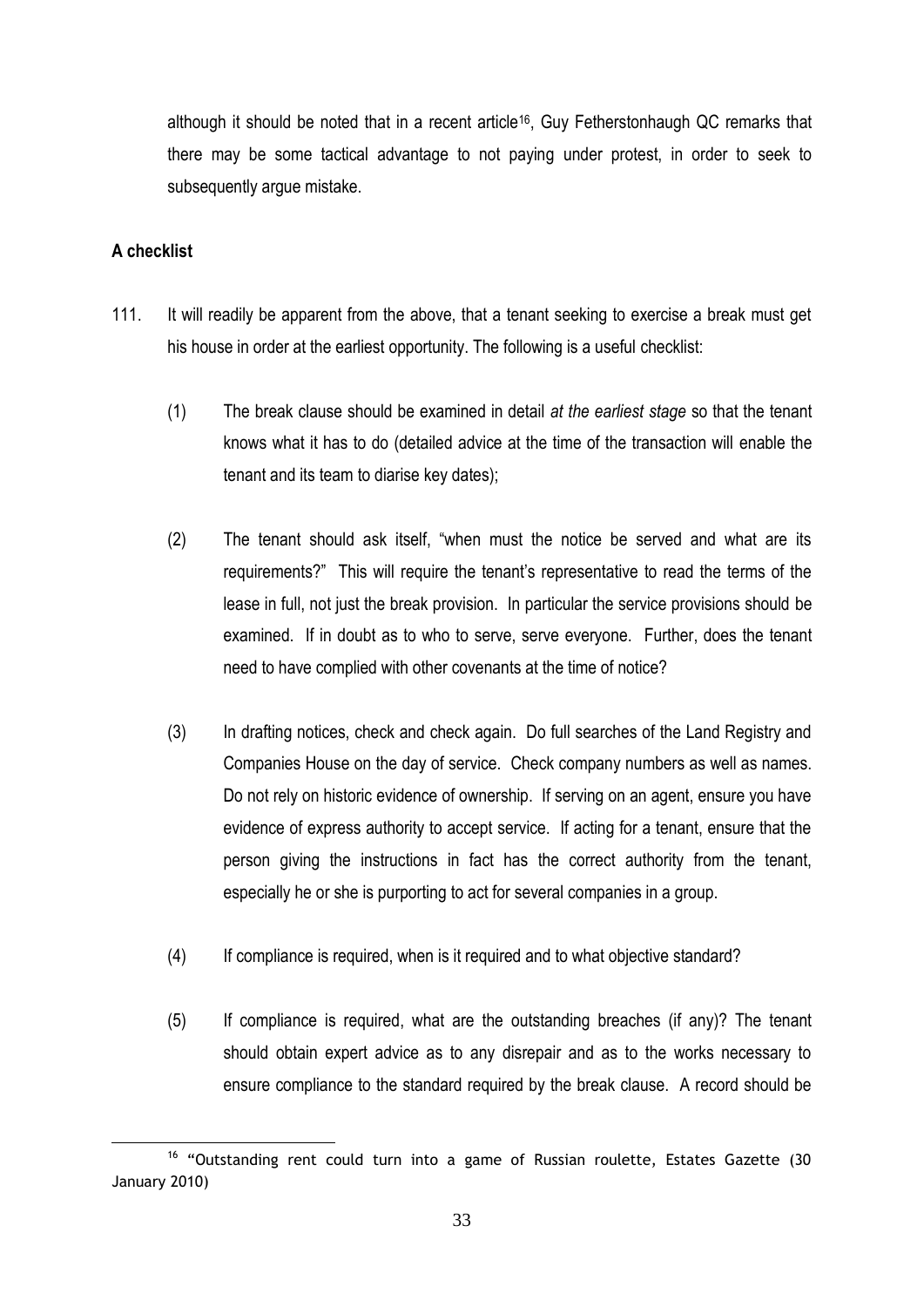although it should be noted that in a recent article[16], Guy Fetherstonhaugh QC remarks that there may be some tactical advantage to not paying under protest, in order to seek to subsequently argue mistake.

**A checklist**

111. It will readily be apparent from the above, that a tenant seeking to exercise a break must get his house in order at the earliest opportunity. The following is a useful checklist:

   (1) The break clause should be examined in detail *at the earliest stage* so that the tenant knows what it has to do (detailed advice at the time of the transaction will enable the tenant and its team to diarise key dates);

   (2) The tenant should ask itself, "when must the notice be served and what are its requirements?" This will require the tenant's representative to read the terms of the lease in full, not just the break provision. In particular the service provisions should be examined. If in doubt as to who to serve, serve everyone. Further, does the tenant need to have complied with other covenants at the time of notice?

   (3) In drafting notices, check and check again. Do full searches of the Land Registry and Companies House on the day of service. Check company numbers as well as names. Do not rely on historic evidence of ownership. If serving on an agent, ensure you have evidence of express authority to accept service. If acting for a tenant, ensure that the person giving the instructions in fact has the correct authority from the tenant, especially he or she is purporting to act for several companies in a group.

   (4) If compliance is required, when is it required and to what objective standard?

   (5) If compliance is required, what are the outstanding breaches (if any)? The tenant should obtain expert advice as to any disrepair and as to the works necessary to ensure compliance to the standard required by the break clause. A record should be

[16] "Outstanding rent could turn into a game of Russian roulette, Estates Gazette (30 January 2010)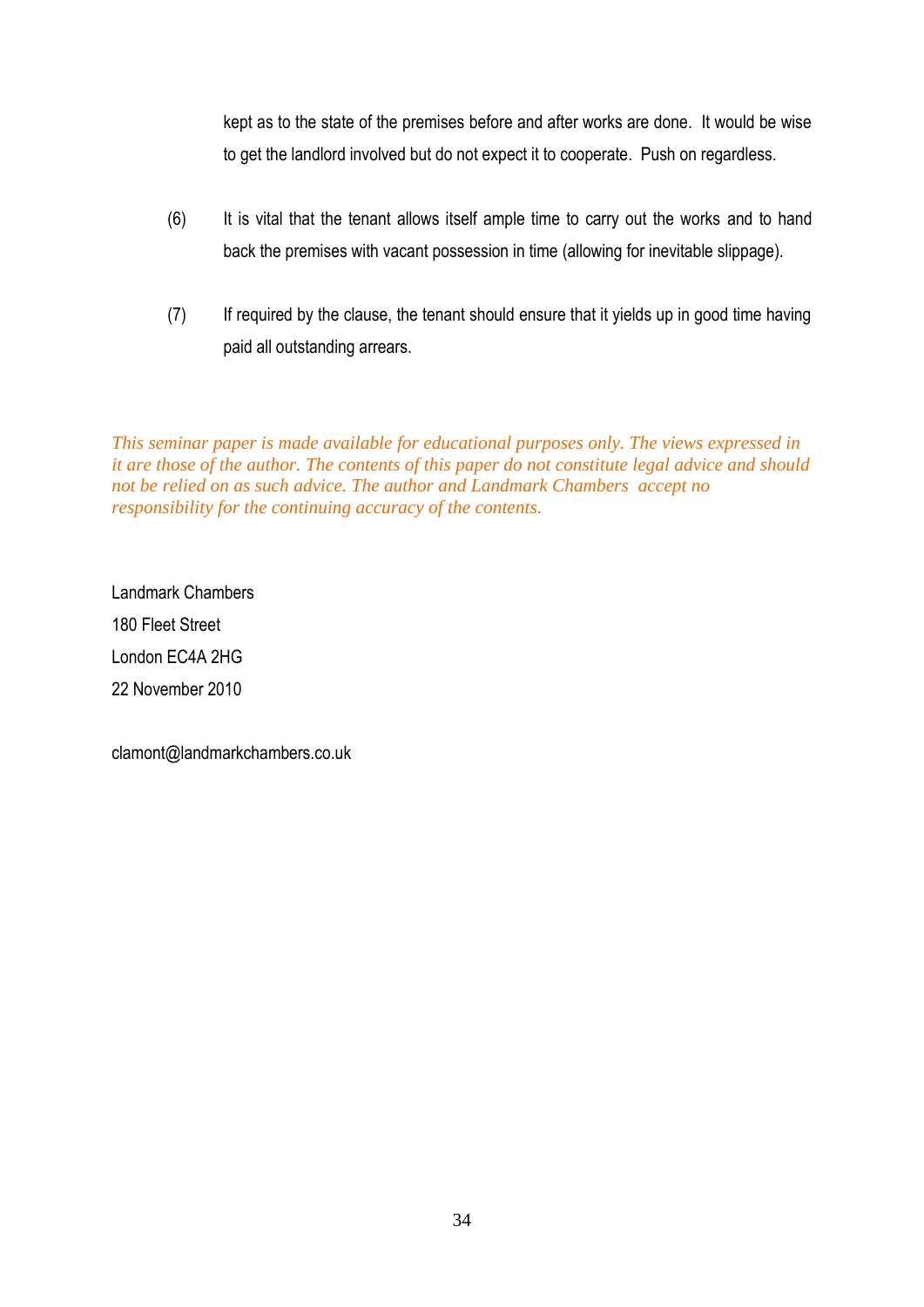kept as to the state of the premises before and after works are done. It would be wise to get the landlord involved but do not expect it to cooperate. Push on regardless.

(6) It is vital that the tenant allows itself ample time to carry out the works and to hand back the premises with vacant possession in time (allowing for inevitable slippage).

(7) If required by the clause, the tenant should ensure that it yields up in good time having paid all outstanding arrears.

*This seminar paper is made available for educational purposes only. The views expressed in it are those of the author. The contents of this paper do not constitute legal advice and should not be relied on as such advice. The author and Landmark Chambers accept no responsibility for the continuing accuracy of the contents.*

Landmark Chambers
180 Fleet Street
London EC4A 2HG
22 November 2010

clamont@landmarkchambers.co.uk